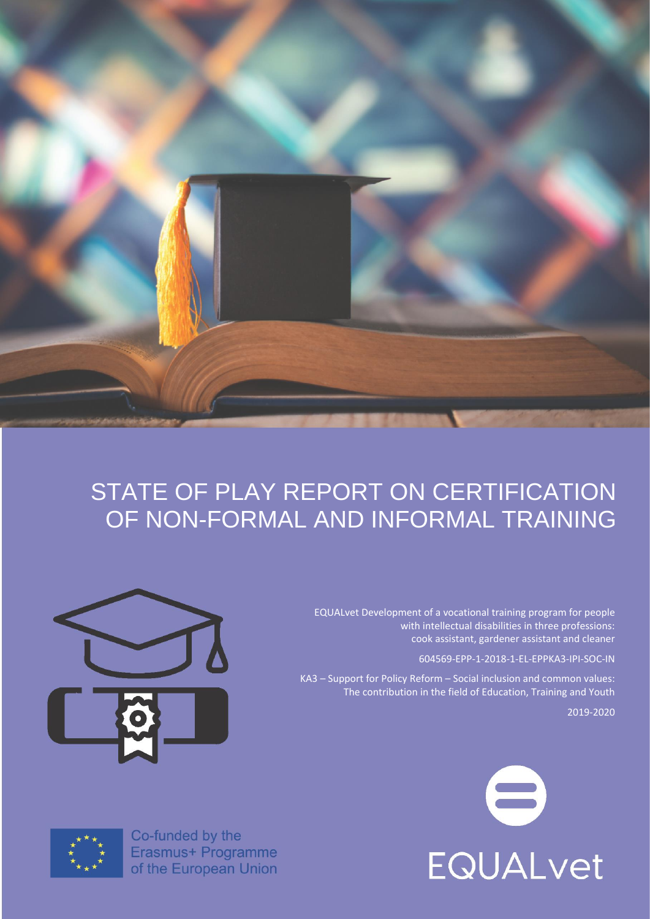# STATE OF PLAY REPORT ON CERTIFICATION OF NON-FORMAL AND INFORMAL TRAINING

EQUALvet Development of a vocational training program for people with intellectual disabilities in three professions: cook assistant, gardener assistant and cleaner

604569-EPP-1-2018-1-EL-EPPKA3-IPI-SOC-IN

KA3 – Support for Policy Reform – Social inclusion and common values: The contribution in the field of Education, Training and Youth

2019-2020

Co-funded by the Erasmus+ Programme of the European Union

EQUALvet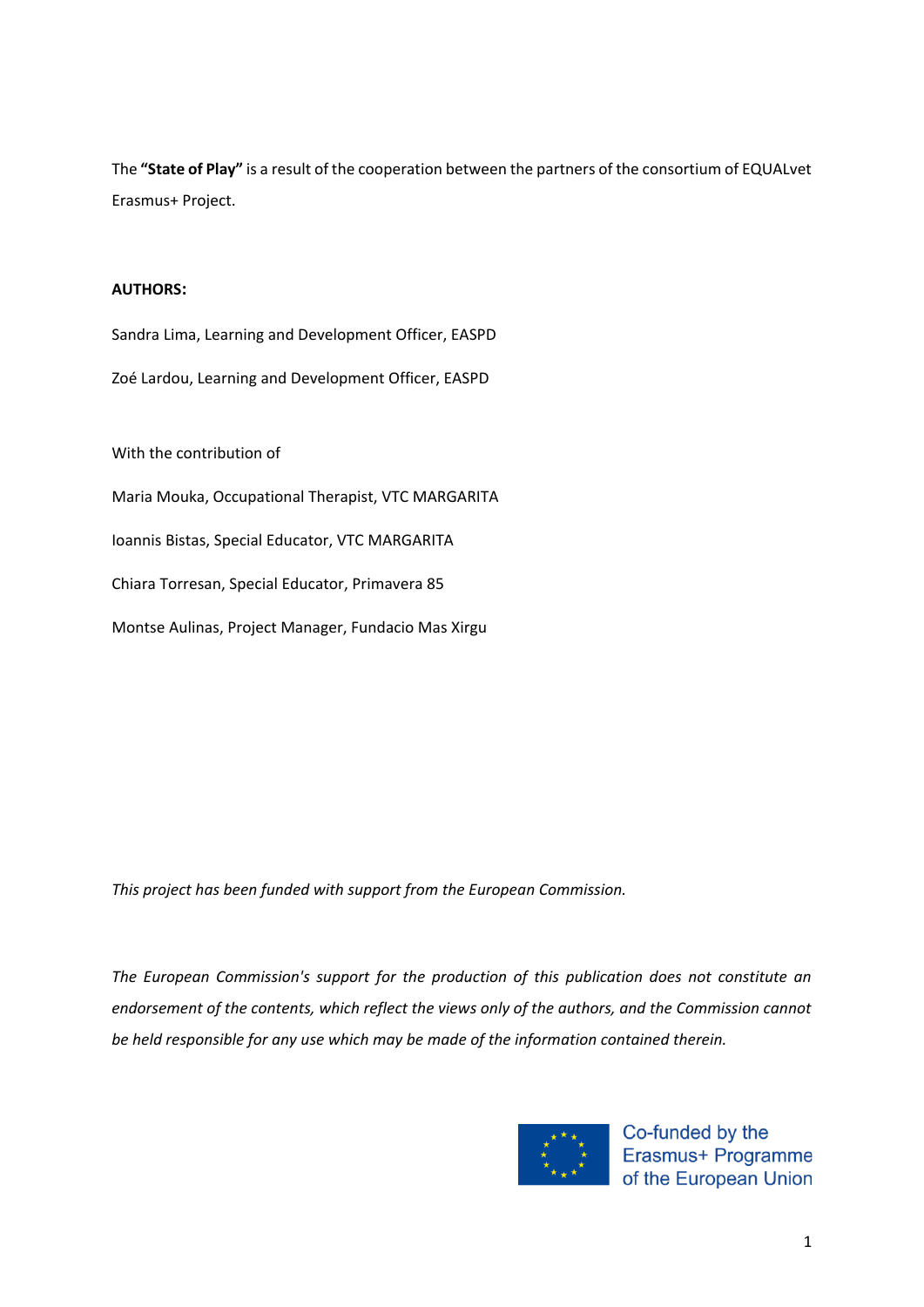The **"State of Play"** is a result of the cooperation between the partners of the consortium of EQUALvet Erasmus+ Project.

**AUTHORS:**

Sandra Lima, Learning and Development Officer, EASPD

Zoé Lardou, Learning and Development Officer, EASPD

With the contribution of

Maria Mouka, Occupational Therapist, VTC MARGARITA

Ioannis Bistas, Special Educator, VTC MARGARITA

Chiara Torresan, Special Educator, Primavera 85

Montse Aulinas, Project Manager, Fundacio Mas Xirgu

*This project has been funded with support from the European Commission.*

*The European Commission's support for the production of this publication does not constitute an endorsement of the contents, which reflect the views only of the authors, and the Commission cannot be held responsible for any use which may be made of the information contained therein.*

Co-funded by the Erasmus+ Programme of the European Union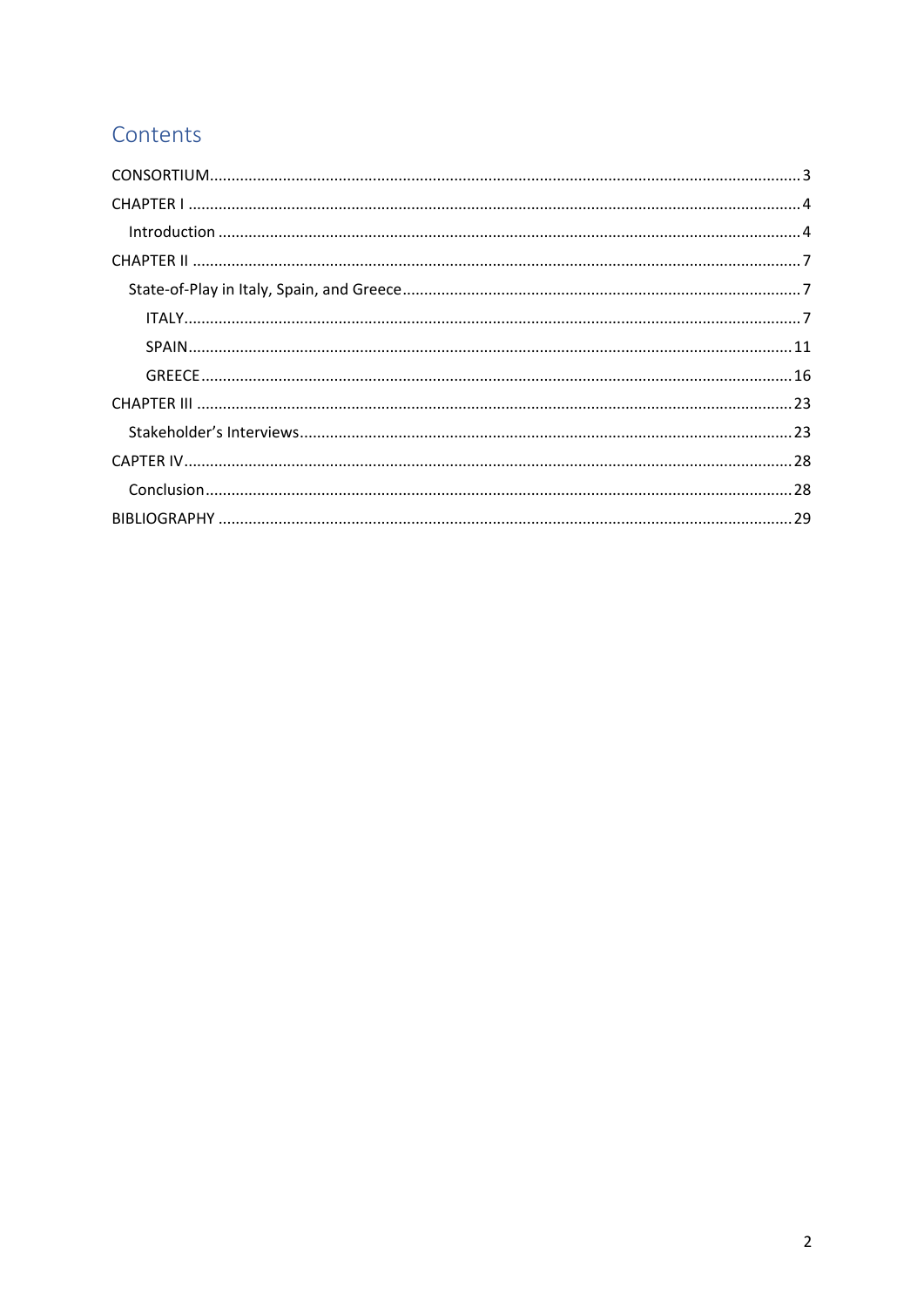# Contents

- CONSORTIUM .... 3
- CHAPTER I .... 4
  - Introduction .... 4
- CHAPTER II .... 7
  - State-of-Play in Italy, Spain, and Greece .... 7
    - ITALY .... 7
    - SPAIN .... 11
    - GREECE .... 16
- CHAPTER III .... 23
  - Stakeholder's Interviews .... 23
- CAPTER IV .... 28
  - Conclusion .... 28
- BIBLIOGRAPHY .... 29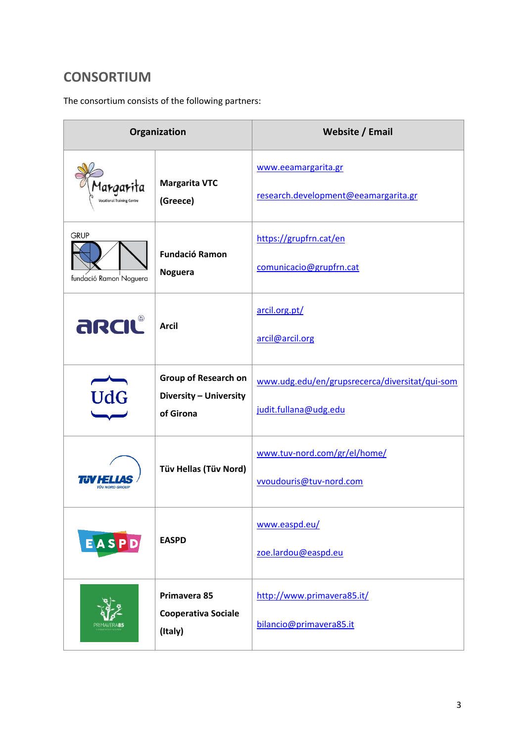## CONSORTIUM

The consortium consists of the following partners:

| Organization | | Website / Email |
|---|---|---|
| | **Margarita VTC (Greece)** | www.eeamargarita.gr<br><br>research.development@eeamargarita.gr |
| | **Fundació Ramon Noguera** | https://grupfrn.cat/en<br><br>comunicacio@grupfrn.cat |
| | **Arcil** | arcil.org.pt/<br><br>arcil@arcil.org |
| | **Group of Research on Diversity – University of Girona** | www.udg.edu/en/grupsrecerca/diversitat/qui-som<br><br>judit.fullana@udg.edu |
| | **Tüv Hellas (Tüv Nord)** | www.tuv-nord.com/gr/el/home/<br><br>vvoudouris@tuv-nord.com |
| | **EASPD** | www.easpd.eu/<br><br>zoe.lardou@easpd.eu |
| | **Primavera 85 Cooperativa Sociale (Italy)** | http://www.primavera85.it/<br><br>bilancio@primavera85.it |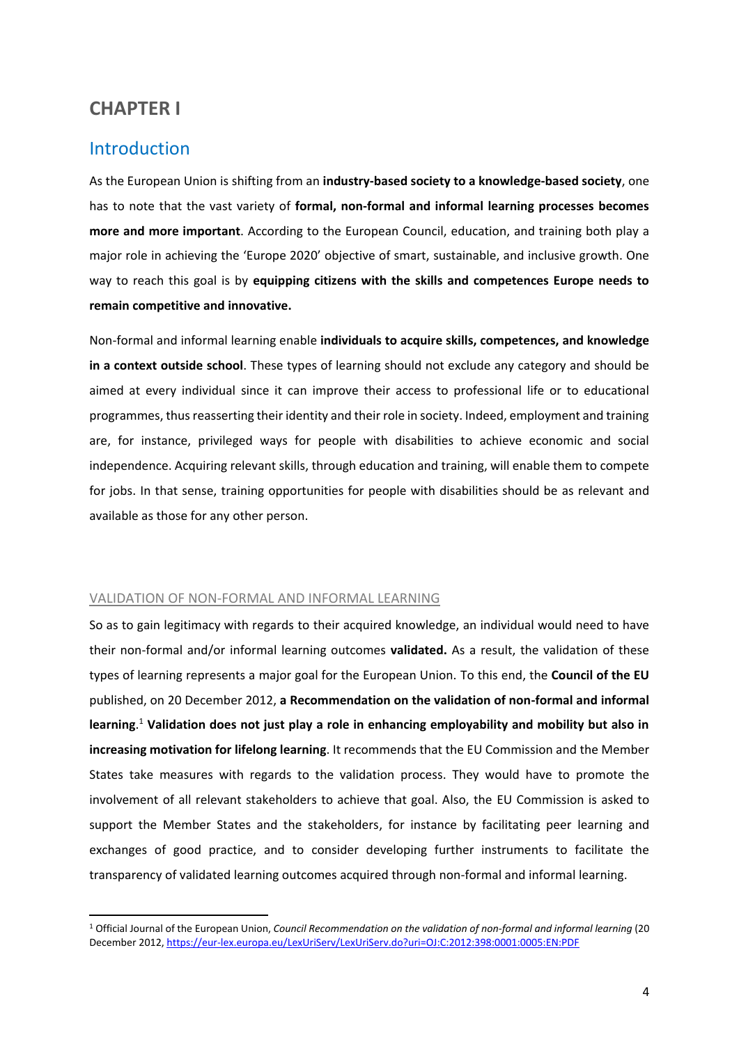# CHAPTER I

## Introduction

As the European Union is shifting from an **industry-based society to a knowledge-based society**, one has to note that the vast variety of **formal, non-formal and informal learning processes becomes more and more important**. According to the European Council, education, and training both play a major role in achieving the 'Europe 2020' objective of smart, sustainable, and inclusive growth. One way to reach this goal is by **equipping citizens with the skills and competences Europe needs to remain competitive and innovative.**

Non-formal and informal learning enable **individuals to acquire skills, competences, and knowledge in a context outside school**. These types of learning should not exclude any category and should be aimed at every individual since it can improve their access to professional life or to educational programmes, thus reasserting their identity and their role in society. Indeed, employment and training are, for instance, privileged ways for people with disabilities to achieve economic and social independence. Acquiring relevant skills, through education and training, will enable them to compete for jobs. In that sense, training opportunities for people with disabilities should be as relevant and available as those for any other person.

### VALIDATION OF NON-FORMAL AND INFORMAL LEARNING

So as to gain legitimacy with regards to their acquired knowledge, an individual would need to have their non-formal and/or informal learning outcomes **validated.** As a result, the validation of these types of learning represents a major goal for the European Union. To this end, the **Council of the EU** published, on 20 December 2012, **a Recommendation on the validation of non-formal and informal learning**.[1] **Validation does not just play a role in enhancing employability and mobility but also in increasing motivation for lifelong learning**. It recommends that the EU Commission and the Member States take measures with regards to the validation process. They would have to promote the involvement of all relevant stakeholders to achieve that goal. Also, the EU Commission is asked to support the Member States and the stakeholders, for instance by facilitating peer learning and exchanges of good practice, and to consider developing further instruments to facilitate the transparency of validated learning outcomes acquired through non-formal and informal learning.

[1] Official Journal of the European Union, *Council Recommendation on the validation of non-formal and informal learning* (20 December 2012, https://eur-lex.europa.eu/LexUriServ/LexUriServ.do?uri=OJ:C:2012:398:0001:0005:EN:PDF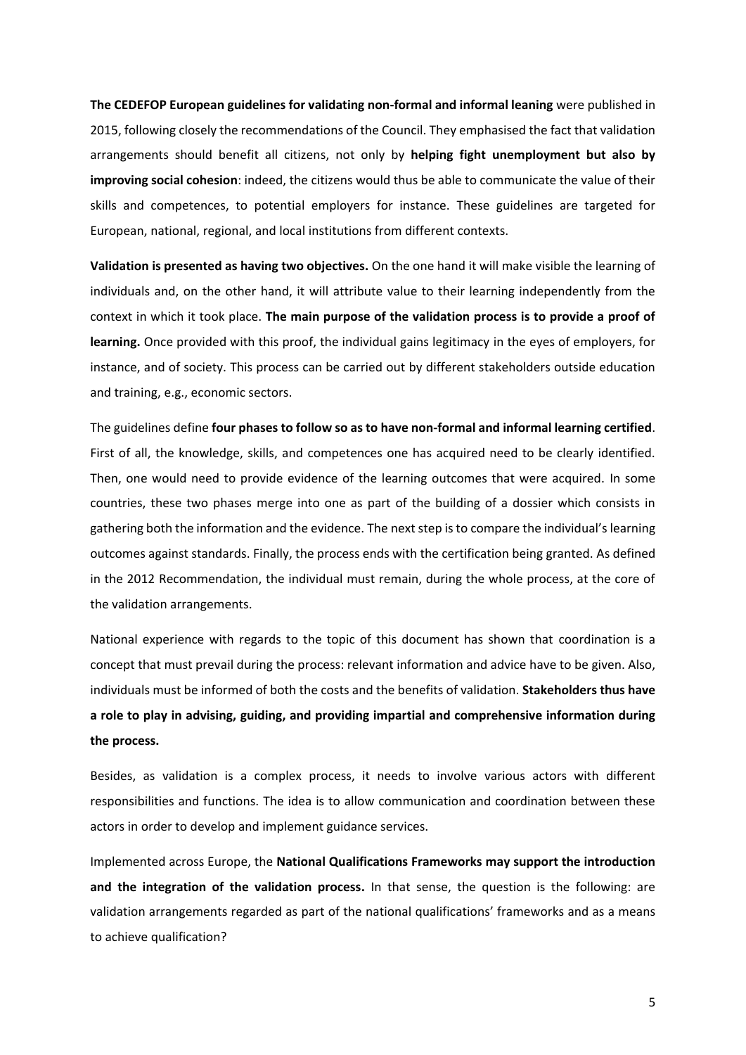**The CEDEFOP European guidelines for validating non-formal and informal leaning** were published in 2015, following closely the recommendations of the Council. They emphasised the fact that validation arrangements should benefit all citizens, not only by **helping fight unemployment but also by improving social cohesion**: indeed, the citizens would thus be able to communicate the value of their skills and competences, to potential employers for instance. These guidelines are targeted for European, national, regional, and local institutions from different contexts.

**Validation is presented as having two objectives.** On the one hand it will make visible the learning of individuals and, on the other hand, it will attribute value to their learning independently from the context in which it took place. **The main purpose of the validation process is to provide a proof of learning.** Once provided with this proof, the individual gains legitimacy in the eyes of employers, for instance, and of society. This process can be carried out by different stakeholders outside education and training, e.g., economic sectors.

The guidelines define **four phases to follow so as to have non-formal and informal learning certified**. First of all, the knowledge, skills, and competences one has acquired need to be clearly identified. Then, one would need to provide evidence of the learning outcomes that were acquired. In some countries, these two phases merge into one as part of the building of a dossier which consists in gathering both the information and the evidence. The next step is to compare the individual's learning outcomes against standards. Finally, the process ends with the certification being granted. As defined in the 2012 Recommendation, the individual must remain, during the whole process, at the core of the validation arrangements.

National experience with regards to the topic of this document has shown that coordination is a concept that must prevail during the process: relevant information and advice have to be given. Also, individuals must be informed of both the costs and the benefits of validation. **Stakeholders thus have a role to play in advising, guiding, and providing impartial and comprehensive information during the process.**

Besides, as validation is a complex process, it needs to involve various actors with different responsibilities and functions. The idea is to allow communication and coordination between these actors in order to develop and implement guidance services.

Implemented across Europe, the **National Qualifications Frameworks may support the introduction and the integration of the validation process.** In that sense, the question is the following: are validation arrangements regarded as part of the national qualifications' frameworks and as a means to achieve qualification?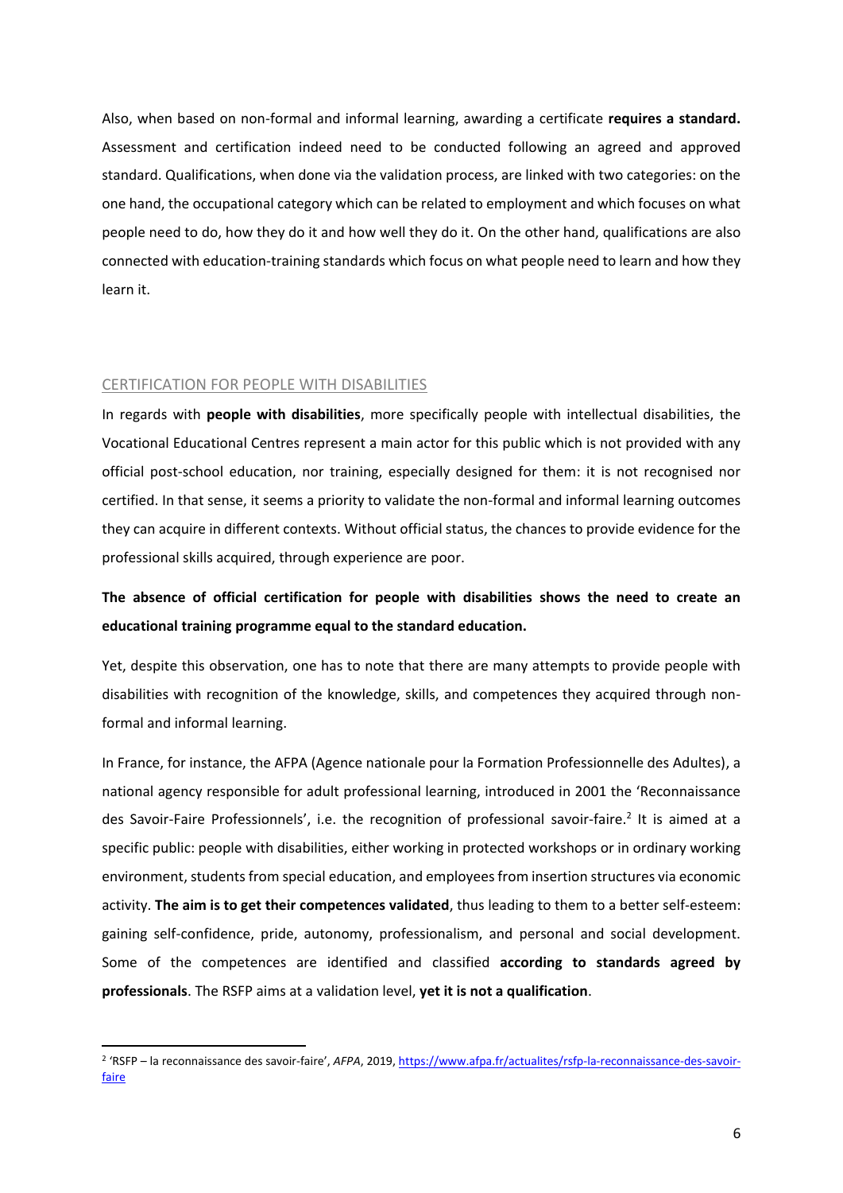Also, when based on non-formal and informal learning, awarding a certificate **requires a standard.** Assessment and certification indeed need to be conducted following an agreed and approved standard. Qualifications, when done via the validation process, are linked with two categories: on the one hand, the occupational category which can be related to employment and which focuses on what people need to do, how they do it and how well they do it. On the other hand, qualifications are also connected with education-training standards which focus on what people need to learn and how they learn it.

## CERTIFICATION FOR PEOPLE WITH DISABILITIES

In regards with **people with disabilities**, more specifically people with intellectual disabilities, the Vocational Educational Centres represent a main actor for this public which is not provided with any official post-school education, nor training, especially designed for them: it is not recognised nor certified. In that sense, it seems a priority to validate the non-formal and informal learning outcomes they can acquire in different contexts. Without official status, the chances to provide evidence for the professional skills acquired, through experience are poor.

**The absence of official certification for people with disabilities shows the need to create an educational training programme equal to the standard education.**

Yet, despite this observation, one has to note that there are many attempts to provide people with disabilities with recognition of the knowledge, skills, and competences they acquired through non-formal and informal learning.

In France, for instance, the AFPA (Agence nationale pour la Formation Professionnelle des Adultes), a national agency responsible for adult professional learning, introduced in 2001 the 'Reconnaissance des Savoir-Faire Professionnels', i.e. the recognition of professional savoir-faire.[2] It is aimed at a specific public: people with disabilities, either working in protected workshops or in ordinary working environment, students from special education, and employees from insertion structures via economic activity. **The aim is to get their competences validated**, thus leading to them to a better self-esteem: gaining self-confidence, pride, autonomy, professionalism, and personal and social development. Some of the competences are identified and classified **according to standards agreed by professionals**. The RSFP aims at a validation level, **yet it is not a qualification**.

---

[2] 'RSFP – la reconnaissance des savoir-faire', *AFPA*, 2019, https://www.afpa.fr/actualites/rsfp-la-reconnaissance-des-savoir-faire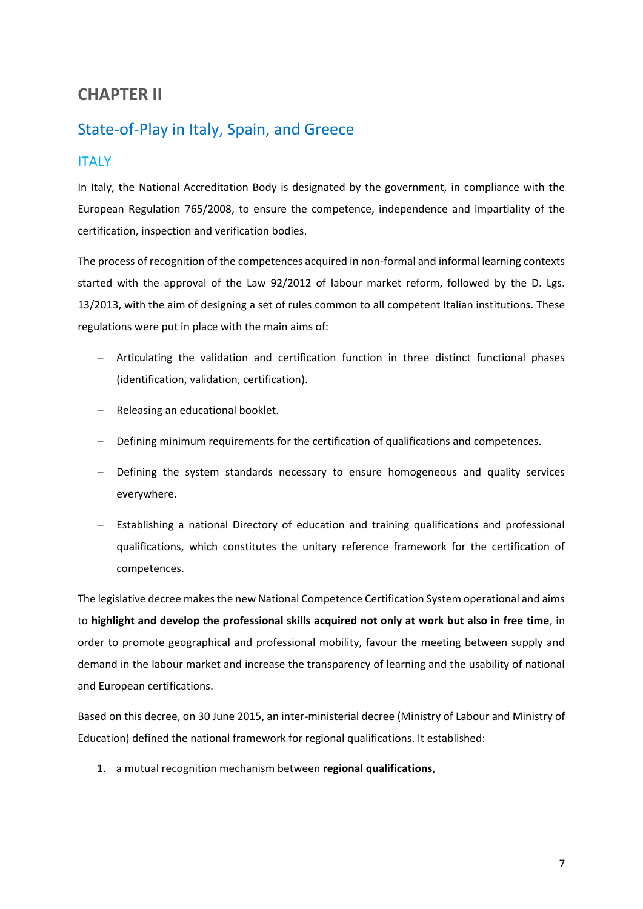# CHAPTER II

## State-of-Play in Italy, Spain, and Greece

### ITALY

In Italy, the National Accreditation Body is designated by the government, in compliance with the European Regulation 765/2008, to ensure the competence, independence and impartiality of the certification, inspection and verification bodies.

The process of recognition of the competences acquired in non-formal and informal learning contexts started with the approval of the Law 92/2012 of labour market reform, followed by the D. Lgs. 13/2013, with the aim of designing a set of rules common to all competent Italian institutions. These regulations were put in place with the main aims of:

- Articulating the validation and certification function in three distinct functional phases (identification, validation, certification).
- Releasing an educational booklet.
- Defining minimum requirements for the certification of qualifications and competences.
- Defining the system standards necessary to ensure homogeneous and quality services everywhere.
- Establishing a national Directory of education and training qualifications and professional qualifications, which constitutes the unitary reference framework for the certification of competences.

The legislative decree makes the new National Competence Certification System operational and aims to **highlight and develop the professional skills acquired not only at work but also in free time**, in order to promote geographical and professional mobility, favour the meeting between supply and demand in the labour market and increase the transparency of learning and the usability of national and European certifications.

Based on this decree, on 30 June 2015, an inter-ministerial decree (Ministry of Labour and Ministry of Education) defined the national framework for regional qualifications. It established:

1. a mutual recognition mechanism between **regional qualifications**,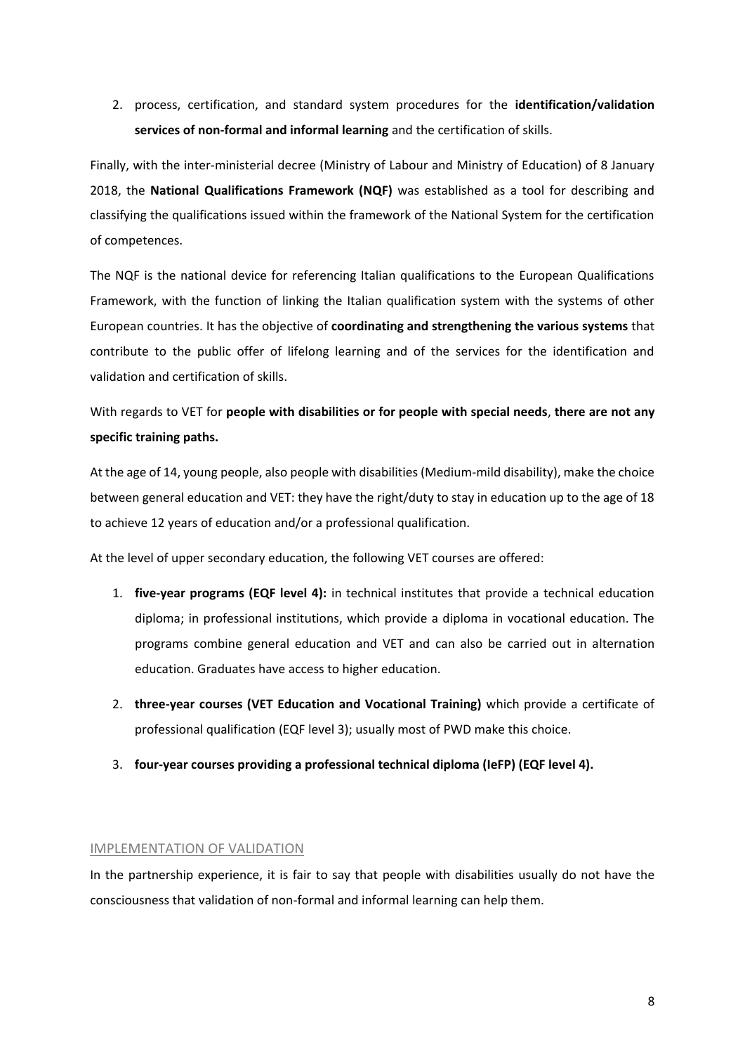2. process, certification, and standard system procedures for the **identification/validation services of non-formal and informal learning** and the certification of skills.

Finally, with the inter-ministerial decree (Ministry of Labour and Ministry of Education) of 8 January 2018, the **National Qualifications Framework (NQF)** was established as a tool for describing and classifying the qualifications issued within the framework of the National System for the certification of competences.

The NQF is the national device for referencing Italian qualifications to the European Qualifications Framework, with the function of linking the Italian qualification system with the systems of other European countries. It has the objective of **coordinating and strengthening the various systems** that contribute to the public offer of lifelong learning and of the services for the identification and validation and certification of skills.

With regards to VET for **people with disabilities or for people with special needs**, **there are not any specific training paths.**

At the age of 14, young people, also people with disabilities (Medium-mild disability), make the choice between general education and VET: they have the right/duty to stay in education up to the age of 18 to achieve 12 years of education and/or a professional qualification.

At the level of upper secondary education, the following VET courses are offered:

1. **five-year programs (EQF level 4):** in technical institutes that provide a technical education diploma; in professional institutions, which provide a diploma in vocational education. The programs combine general education and VET and can also be carried out in alternation education. Graduates have access to higher education.
2. **three-year courses (VET Education and Vocational Training)** which provide a certificate of professional qualification (EQF level 3); usually most of PWD make this choice.
3. **four-year courses providing a professional technical diploma (IeFP) (EQF level 4).**

## IMPLEMENTATION OF VALIDATION

In the partnership experience, it is fair to say that people with disabilities usually do not have the consciousness that validation of non-formal and informal learning can help them.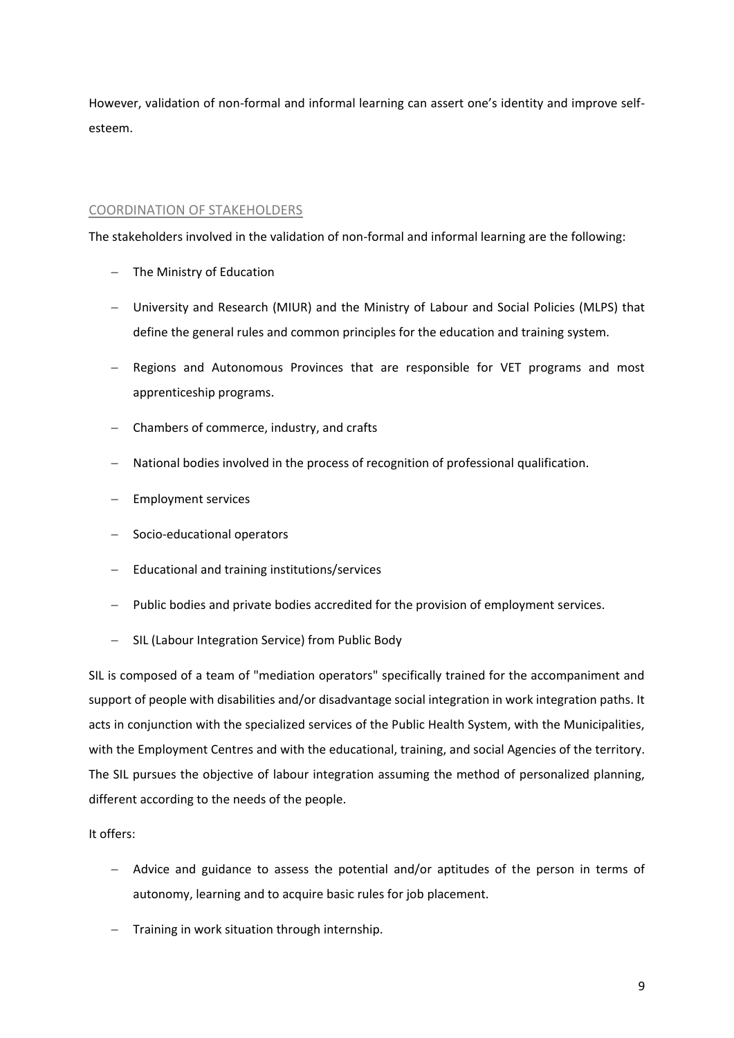However, validation of non-formal and informal learning can assert one's identity and improve self-esteem.

## COORDINATION OF STAKEHOLDERS

The stakeholders involved in the validation of non-formal and informal learning are the following:

- The Ministry of Education
- University and Research (MIUR) and the Ministry of Labour and Social Policies (MLPS) that define the general rules and common principles for the education and training system.
- Regions and Autonomous Provinces that are responsible for VET programs and most apprenticeship programs.
- Chambers of commerce, industry, and crafts
- National bodies involved in the process of recognition of professional qualification.
- Employment services
- Socio-educational operators
- Educational and training institutions/services
- Public bodies and private bodies accredited for the provision of employment services.
- SIL (Labour Integration Service) from Public Body

SIL is composed of a team of "mediation operators" specifically trained for the accompaniment and support of people with disabilities and/or disadvantage social integration in work integration paths. It acts in conjunction with the specialized services of the Public Health System, with the Municipalities, with the Employment Centres and with the educational, training, and social Agencies of the territory. The SIL pursues the objective of labour integration assuming the method of personalized planning, different according to the needs of the people.

It offers:

- Advice and guidance to assess the potential and/or aptitudes of the person in terms of autonomy, learning and to acquire basic rules for job placement.
- Training in work situation through internship.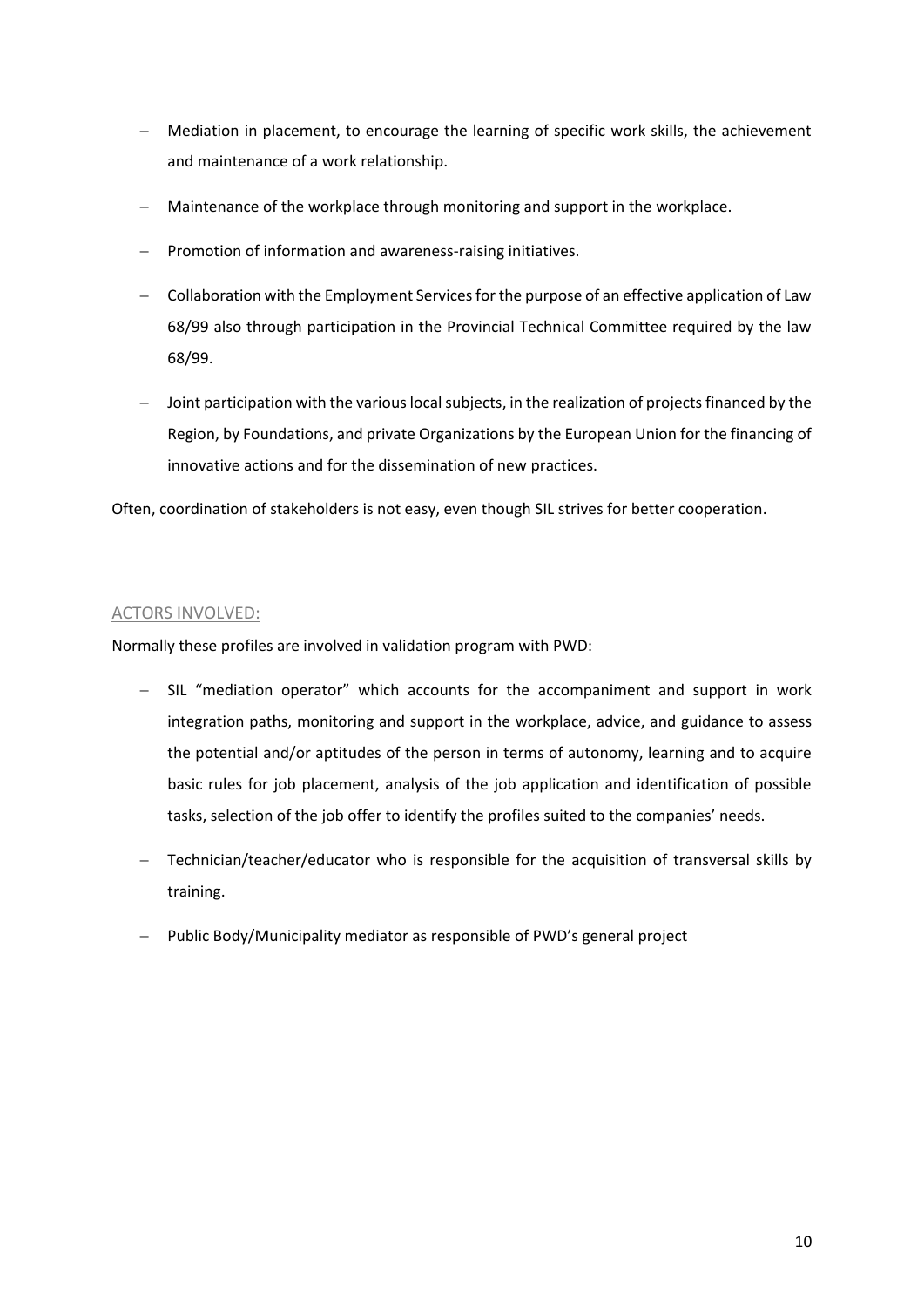- Mediation in placement, to encourage the learning of specific work skills, the achievement and maintenance of a work relationship.
- Maintenance of the workplace through monitoring and support in the workplace.
- Promotion of information and awareness-raising initiatives.
- Collaboration with the Employment Services for the purpose of an effective application of Law 68/99 also through participation in the Provincial Technical Committee required by the law 68/99.
- Joint participation with the various local subjects, in the realization of projects financed by the Region, by Foundations, and private Organizations by the European Union for the financing of innovative actions and for the dissemination of new practices.

Often, coordination of stakeholders is not easy, even though SIL strives for better cooperation.

## ACTORS INVOLVED:

Normally these profiles are involved in validation program with PWD:

- SIL "mediation operator" which accounts for the accompaniment and support in work integration paths, monitoring and support in the workplace, advice, and guidance to assess the potential and/or aptitudes of the person in terms of autonomy, learning and to acquire basic rules for job placement, analysis of the job application and identification of possible tasks, selection of the job offer to identify the profiles suited to the companies' needs.
- Technician/teacher/educator who is responsible for the acquisition of transversal skills by training.
- Public Body/Municipality mediator as responsible of PWD's general project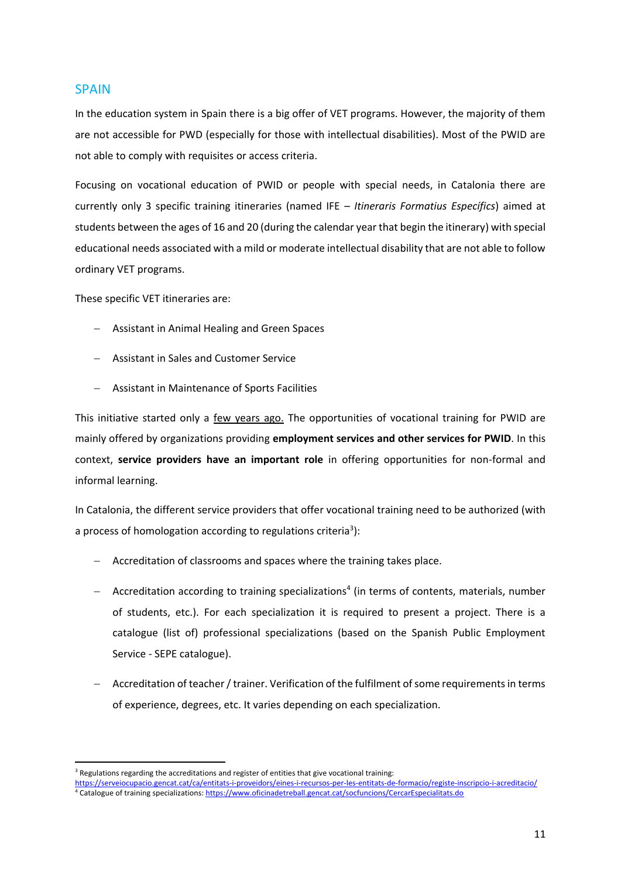## SPAIN

In the education system in Spain there is a big offer of VET programs. However, the majority of them are not accessible for PWD (especially for those with intellectual disabilities). Most of the PWID are not able to comply with requisites or access criteria.

Focusing on vocational education of PWID or people with special needs, in Catalonia there are currently only 3 specific training itineraries (named IFE – *Itineraris Formatius Específics*) aimed at students between the ages of 16 and 20 (during the calendar year that begin the itinerary) with special educational needs associated with a mild or moderate intellectual disability that are not able to follow ordinary VET programs.

These specific VET itineraries are:

- Assistant in Animal Healing and Green Spaces
- Assistant in Sales and Customer Service
- Assistant in Maintenance of Sports Facilities

This initiative started only a few years ago. The opportunities of vocational training for PWID are mainly offered by organizations providing **employment services and other services for PWID**. In this context, **service providers have an important role** in offering opportunities for non-formal and informal learning.

In Catalonia, the different service providers that offer vocational training need to be authorized (with a process of homologation according to regulations criteria[3]):

- Accreditation of classrooms and spaces where the training takes place.
- Accreditation according to training specializations[4] (in terms of contents, materials, number of students, etc.). For each specialization it is required to present a project. There is a catalogue (list of) professional specializations (based on the Spanish Public Employment Service - SEPE catalogue).
- Accreditation of teacher / trainer. Verification of the fulfilment of some requirements in terms of experience, degrees, etc. It varies depending on each specialization.

---

[3] Regulations regarding the accreditations and register of entities that give vocational training: https://serveiocupacio.gencat.cat/ca/entitats-i-proveidors/eines-i-recursos-per-les-entitats-de-formacio/registe-inscripcio-i-acreditacio/

[4] Catalogue of training specializations: https://www.oficinadetreball.gencat.cat/socfuncions/CercarEspecialitats.do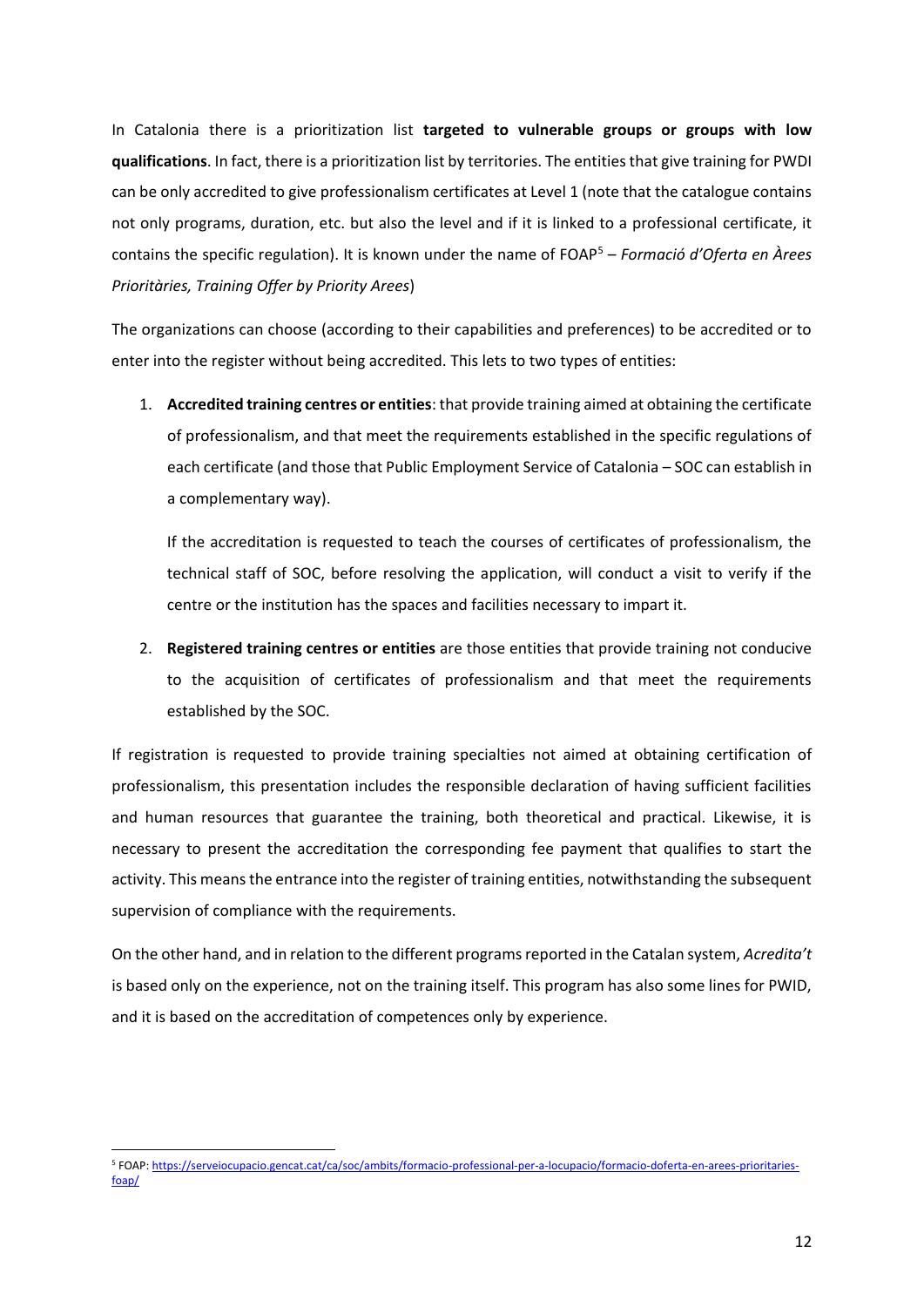In Catalonia there is a prioritization list **targeted to vulnerable groups or groups with low qualifications**. In fact, there is a prioritization list by territories. The entities that give training for PWDI can be only accredited to give professionalism certificates at Level 1 (note that the catalogue contains not only programs, duration, etc. but also the level and if it is linked to a professional certificate, it contains the specific regulation). It is known under the name of FOAP[5] – *Formació d'Oferta en Àrees Prioritàries, Training Offer by Priority Arees*)

The organizations can choose (according to their capabilities and preferences) to be accredited or to enter into the register without being accredited. This lets to two types of entities:

1. **Accredited training centres or entities**: that provide training aimed at obtaining the certificate of professionalism, and that meet the requirements established in the specific regulations of each certificate (and those that Public Employment Service of Catalonia – SOC can establish in a complementary way).

   If the accreditation is requested to teach the courses of certificates of professionalism, the technical staff of SOC, before resolving the application, will conduct a visit to verify if the centre or the institution has the spaces and facilities necessary to impart it.

2. **Registered training centres or entities** are those entities that provide training not conducive to the acquisition of certificates of professionalism and that meet the requirements established by the SOC.

If registration is requested to provide training specialties not aimed at obtaining certification of professionalism, this presentation includes the responsible declaration of having sufficient facilities and human resources that guarantee the training, both theoretical and practical. Likewise, it is necessary to present the accreditation the corresponding fee payment that qualifies to start the activity. This means the entrance into the register of training entities, notwithstanding the subsequent supervision of compliance with the requirements.

On the other hand, and in relation to the different programs reported in the Catalan system, *Acredita't* is based only on the experience, not on the training itself. This program has also some lines for PWID, and it is based on the accreditation of competences only by experience.

---

[5] FOAP: https://serveiocupacio.gencat.cat/ca/soc/ambits/formacio-professional-per-a-locupacio/formacio-doferta-en-arees-prioritaries-foap/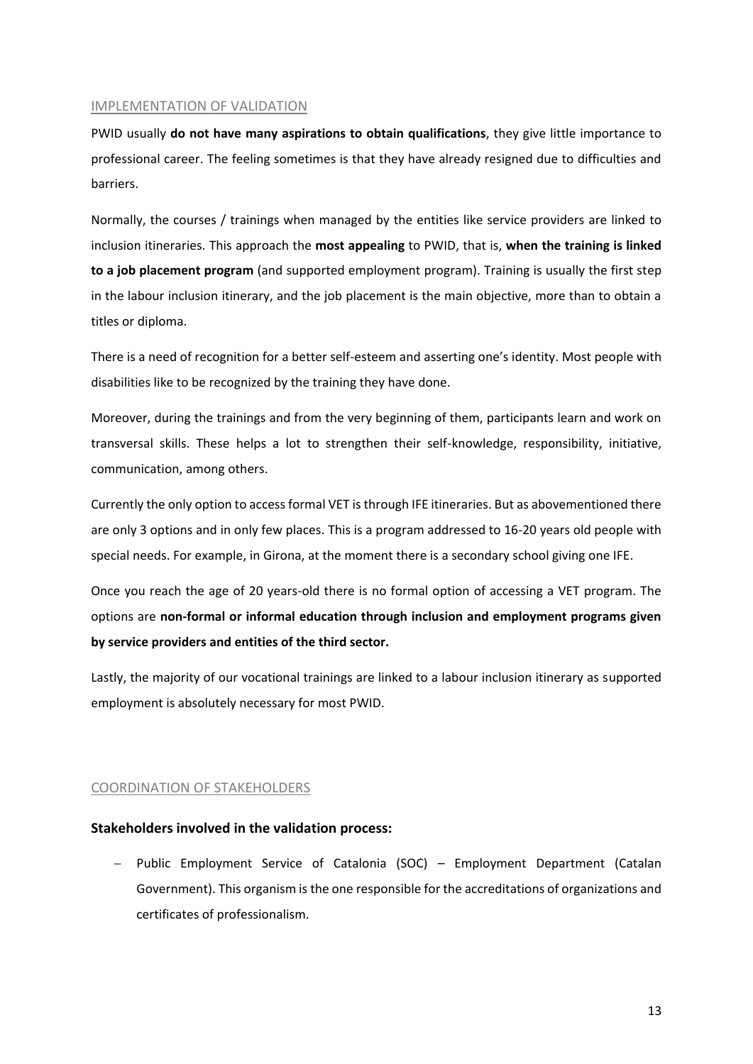## IMPLEMENTATION OF VALIDATION

PWID usually **do not have many aspirations to obtain qualifications**, they give little importance to professional career. The feeling sometimes is that they have already resigned due to difficulties and barriers.

Normally, the courses / trainings when managed by the entities like service providers are linked to inclusion itineraries. This approach the **most appealing** to PWID, that is, **when the training is linked to a job placement program** (and supported employment program). Training is usually the first step in the labour inclusion itinerary, and the job placement is the main objective, more than to obtain a titles or diploma.

There is a need of recognition for a better self-esteem and asserting one's identity. Most people with disabilities like to be recognized by the training they have done.

Moreover, during the trainings and from the very beginning of them, participants learn and work on transversal skills. These helps a lot to strengthen their self-knowledge, responsibility, initiative, communication, among others.

Currently the only option to access formal VET is through IFE itineraries. But as abovementioned there are only 3 options and in only few places. This is a program addressed to 16-20 years old people with special needs. For example, in Girona, at the moment there is a secondary school giving one IFE.

Once you reach the age of 20 years-old there is no formal option of accessing a VET program. The options are **non-formal or informal education through inclusion and employment programs given by service providers and entities of the third sector.**

Lastly, the majority of our vocational trainings are linked to a labour inclusion itinerary as supported employment is absolutely necessary for most PWID.

## COORDINATION OF STAKEHOLDERS

### Stakeholders involved in the validation process:

- Public Employment Service of Catalonia (SOC) – Employment Department (Catalan Government). This organism is the one responsible for the accreditations of organizations and certificates of professionalism.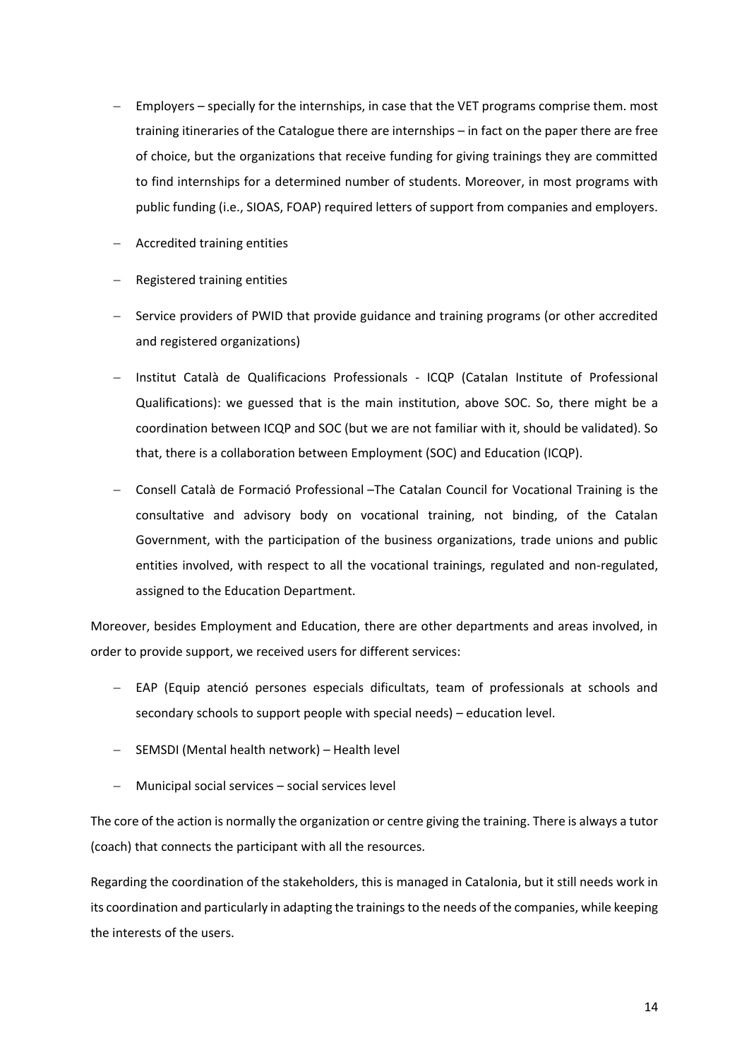- Employers – specially for the internships, in case that the VET programs comprise them. most training itineraries of the Catalogue there are internships – in fact on the paper there are free of choice, but the organizations that receive funding for giving trainings they are committed to find internships for a determined number of students. Moreover, in most programs with public funding (i.e., SIOAS, FOAP) required letters of support from companies and employers.
- Accredited training entities
- Registered training entities
- Service providers of PWID that provide guidance and training programs (or other accredited and registered organizations)
- Institut Català de Qualificacions Professionals - ICQP (Catalan Institute of Professional Qualifications): we guessed that is the main institution, above SOC. So, there might be a coordination between ICQP and SOC (but we are not familiar with it, should be validated). So that, there is a collaboration between Employment (SOC) and Education (ICQP).
- Consell Català de Formació Professional –The Catalan Council for Vocational Training is the consultative and advisory body on vocational training, not binding, of the Catalan Government, with the participation of the business organizations, trade unions and public entities involved, with respect to all the vocational trainings, regulated and non-regulated, assigned to the Education Department.

Moreover, besides Employment and Education, there are other departments and areas involved, in order to provide support, we received users for different services:

- EAP (Equip atenció persones especials dificultats, team of professionals at schools and secondary schools to support people with special needs) – education level.
- SEMSDI (Mental health network) – Health level
- Municipal social services – social services level

The core of the action is normally the organization or centre giving the training. There is always a tutor (coach) that connects the participant with all the resources.

Regarding the coordination of the stakeholders, this is managed in Catalonia, but it still needs work in its coordination and particularly in adapting the trainings to the needs of the companies, while keeping the interests of the users.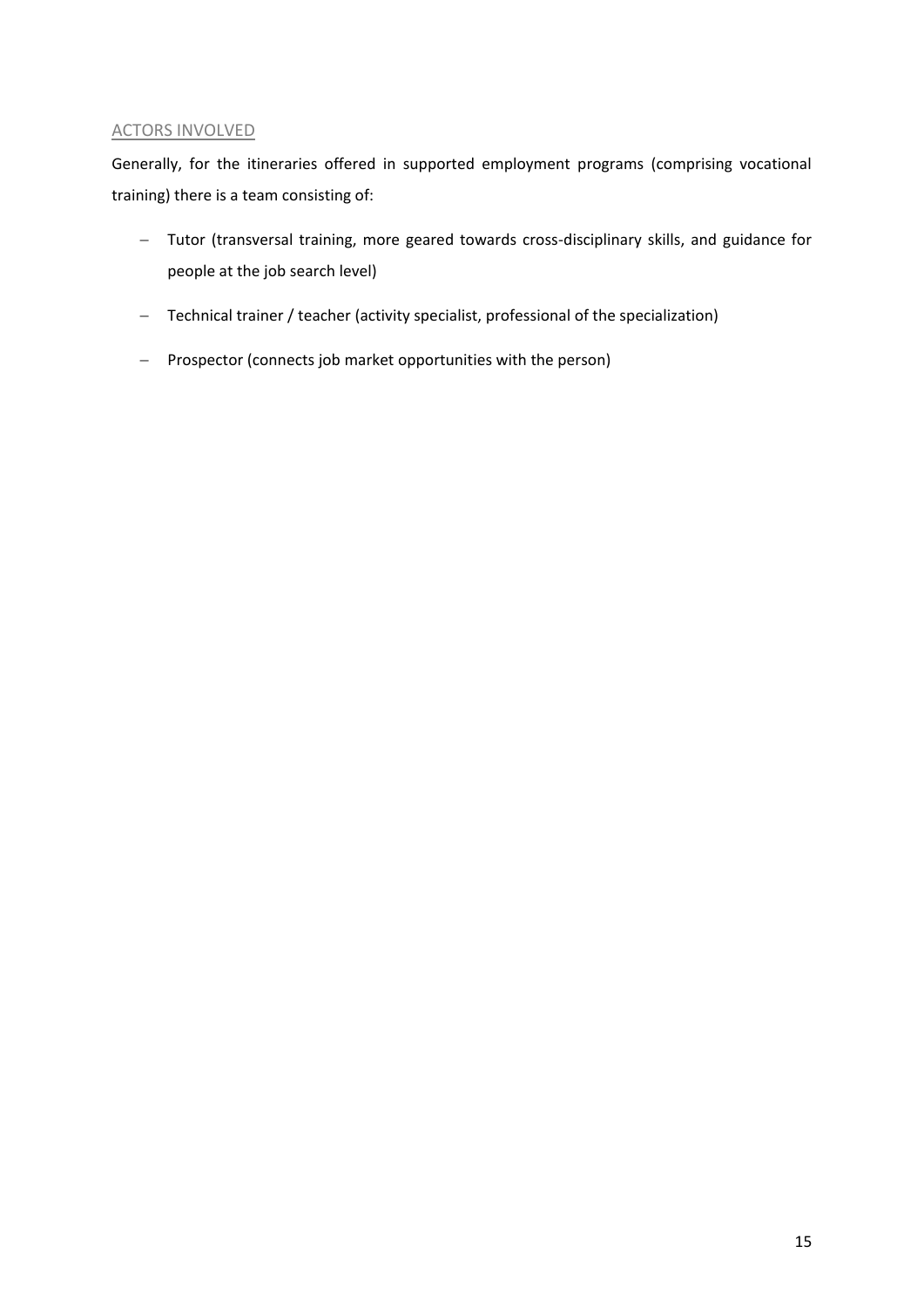## ACTORS INVOLVED

Generally, for the itineraries offered in supported employment programs (comprising vocational training) there is a team consisting of:

- Tutor (transversal training, more geared towards cross-disciplinary skills, and guidance for people at the job search level)
- Technical trainer / teacher (activity specialist, professional of the specialization)
- Prospector (connects job market opportunities with the person)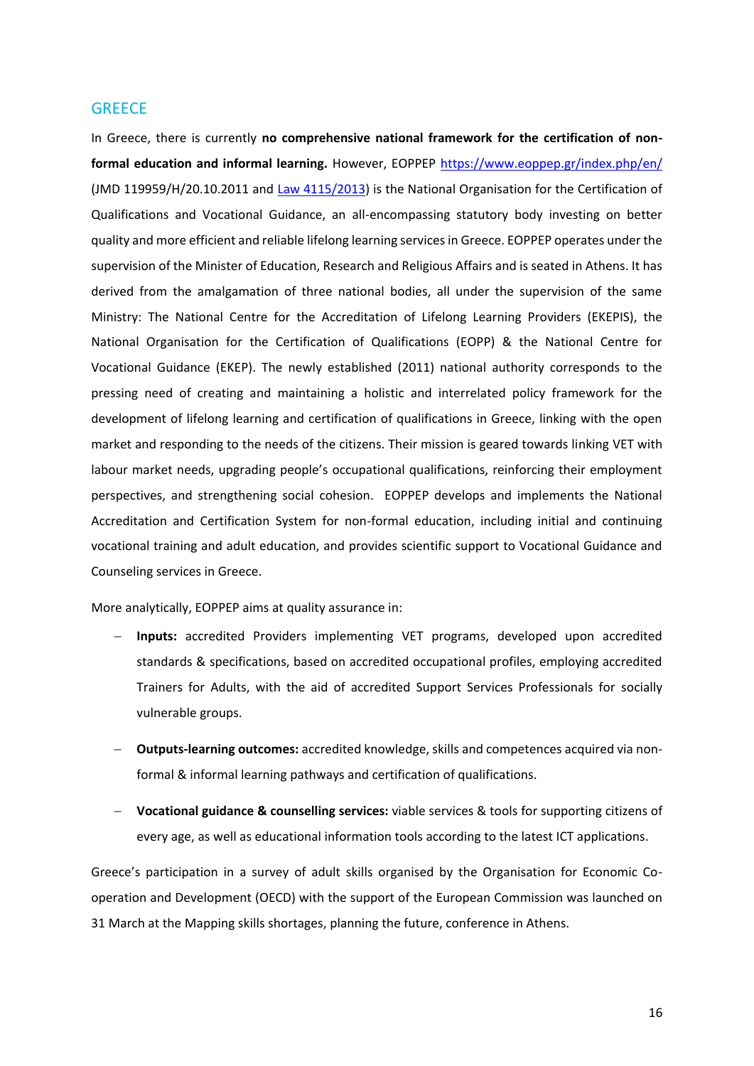## GREECE

In Greece, there is currently **no comprehensive national framework for the certification of non-formal education and informal learning.** However, EOPPEP https://www.eoppep.gr/index.php/en/ (JMD 119959/H/20.10.2011 and Law 4115/2013) is the National Organisation for the Certification of Qualifications and Vocational Guidance, an all-encompassing statutory body investing on better quality and more efficient and reliable lifelong learning services in Greece. EOPPEP operates under the supervision of the Minister of Education, Research and Religious Affairs and is seated in Athens. It has derived from the amalgamation of three national bodies, all under the supervision of the same Ministry: The National Centre for the Accreditation of Lifelong Learning Providers (EKEPIS), the National Organisation for the Certification of Qualifications (EOPP) & the National Centre for Vocational Guidance (EKEP). The newly established (2011) national authority corresponds to the pressing need of creating and maintaining a holistic and interrelated policy framework for the development of lifelong learning and certification of qualifications in Greece, linking with the open market and responding to the needs of the citizens. Their mission is geared towards linking VET with labour market needs, upgrading people's occupational qualifications, reinforcing their employment perspectives, and strengthening social cohesion. EOPPEP develops and implements the National Accreditation and Certification System for non-formal education, including initial and continuing vocational training and adult education, and provides scientific support to Vocational Guidance and Counseling services in Greece.

More analytically, EOPPEP aims at quality assurance in:

- **Inputs:** accredited Providers implementing VET programs, developed upon accredited standards & specifications, based on accredited occupational profiles, employing accredited Trainers for Adults, with the aid of accredited Support Services Professionals for socially vulnerable groups.
- **Outputs-learning outcomes:** accredited knowledge, skills and competences acquired via non-formal & informal learning pathways and certification of qualifications.
- **Vocational guidance & counselling services:** viable services & tools for supporting citizens of every age, as well as educational information tools according to the latest ICT applications.

Greece's participation in a survey of adult skills organised by the Organisation for Economic Co-operation and Development (OECD) with the support of the European Commission was launched on 31 March at the Mapping skills shortages, planning the future, conference in Athens.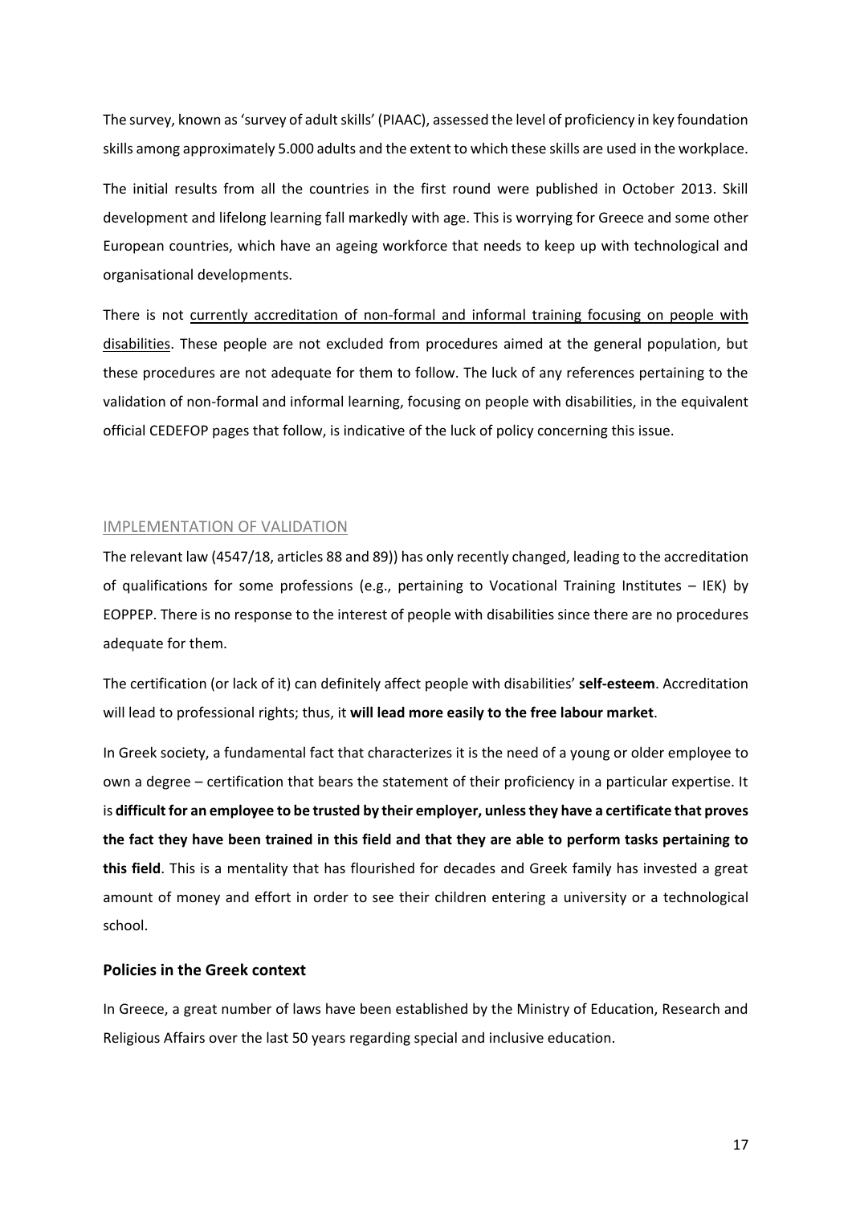The survey, known as 'survey of adult skills' (PIAAC), assessed the level of proficiency in key foundation skills among approximately 5.000 adults and the extent to which these skills are used in the workplace.

The initial results from all the countries in the first round were published in October 2013. Skill development and lifelong learning fall markedly with age. This is worrying for Greece and some other European countries, which have an ageing workforce that needs to keep up with technological and organisational developments.

There is not <u>currently accreditation of non-formal and informal training focusing on people with disabilities</u>. These people are not excluded from procedures aimed at the general population, but these procedures are not adequate for them to follow. The luck of any references pertaining to the validation of non-formal and informal learning, focusing on people with disabilities, in the equivalent official CEDEFOP pages that follow, is indicative of the luck of policy concerning this issue.

## IMPLEMENTATION OF VALIDATION

The relevant law (4547/18, articles 88 and 89)) has only recently changed, leading to the accreditation of qualifications for some professions (e.g., pertaining to Vocational Training Institutes – IEK) by EOPPEP. There is no response to the interest of people with disabilities since there are no procedures adequate for them.

The certification (or lack of it) can definitely affect people with disabilities' **self-esteem**. Accreditation will lead to professional rights; thus, it **will lead more easily to the free labour market**.

In Greek society, a fundamental fact that characterizes it is the need of a young or older employee to own a degree – certification that bears the statement of their proficiency in a particular expertise. It is **difficult for an employee to be trusted by their employer, unless they have a certificate that proves the fact they have been trained in this field and that they are able to perform tasks pertaining to this field**. This is a mentality that has flourished for decades and Greek family has invested a great amount of money and effort in order to see their children entering a university or a technological school.

### Policies in the Greek context

In Greece, a great number of laws have been established by the Ministry of Education, Research and Religious Affairs over the last 50 years regarding special and inclusive education.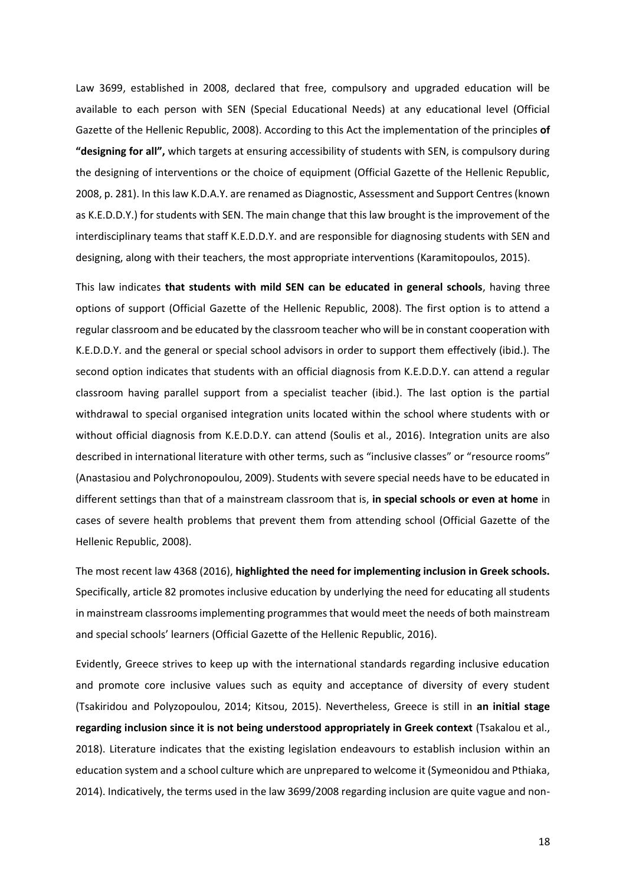Law 3699, established in 2008, declared that free, compulsory and upgraded education will be available to each person with SEN (Special Educational Needs) at any educational level (Official Gazette of the Hellenic Republic, 2008). According to this Act the implementation of the principles **of "designing for all",** which targets at ensuring accessibility of students with SEN, is compulsory during the designing of interventions or the choice of equipment (Official Gazette of the Hellenic Republic, 2008, p. 281). In this law K.D.A.Y. are renamed as Diagnostic, Assessment and Support Centres (known as K.E.D.D.Y.) for students with SEN. The main change that this law brought is the improvement of the interdisciplinary teams that staff K.E.D.D.Y. and are responsible for diagnosing students with SEN and designing, along with their teachers, the most appropriate interventions (Karamitopoulos, 2015).

This law indicates **that students with mild SEN can be educated in general schools**, having three options of support (Official Gazette of the Hellenic Republic, 2008). The first option is to attend a regular classroom and be educated by the classroom teacher who will be in constant cooperation with K.E.D.D.Y. and the general or special school advisors in order to support them effectively (ibid.). The second option indicates that students with an official diagnosis from K.E.D.D.Y. can attend a regular classroom having parallel support from a specialist teacher (ibid.). The last option is the partial withdrawal to special organised integration units located within the school where students with or without official diagnosis from K.E.D.D.Y. can attend (Soulis et al., 2016). Integration units are also described in international literature with other terms, such as "inclusive classes" or "resource rooms" (Anastasiou and Polychronopoulou, 2009). Students with severe special needs have to be educated in different settings than that of a mainstream classroom that is, **in special schools or even at home** in cases of severe health problems that prevent them from attending school (Official Gazette of the Hellenic Republic, 2008).

The most recent law 4368 (2016), **highlighted the need for implementing inclusion in Greek schools.** Specifically, article 82 promotes inclusive education by underlying the need for educating all students in mainstream classrooms implementing programmes that would meet the needs of both mainstream and special schools' learners (Official Gazette of the Hellenic Republic, 2016).

Evidently, Greece strives to keep up with the international standards regarding inclusive education and promote core inclusive values such as equity and acceptance of diversity of every student (Tsakiridou and Polyzopoulou, 2014; Kitsou, 2015). Nevertheless, Greece is still in **an initial stage regarding inclusion since it is not being understood appropriately in Greek context** (Tsakalou et al., 2018). Literature indicates that the existing legislation endeavours to establish inclusion within an education system and a school culture which are unprepared to welcome it (Symeonidou and Pthiaka, 2014). Indicatively, the terms used in the law 3699/2008 regarding inclusion are quite vague and non-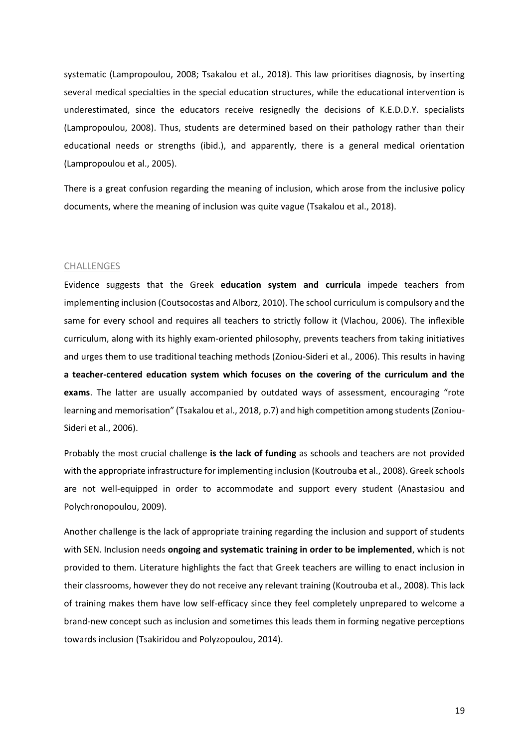systematic (Lampropoulou, 2008; Tsakalou et al., 2018). This law prioritises diagnosis, by inserting several medical specialties in the special education structures, while the educational intervention is underestimated, since the educators receive resignedly the decisions of K.E.D.D.Y. specialists (Lampropoulou, 2008). Thus, students are determined based on their pathology rather than their educational needs or strengths (ibid.), and apparently, there is a general medical orientation (Lampropoulou et al., 2005).

There is a great confusion regarding the meaning of inclusion, which arose from the inclusive policy documents, where the meaning of inclusion was quite vague (Tsakalou et al., 2018).

## CHALLENGES

Evidence suggests that the Greek **education system and curricula** impede teachers from implementing inclusion (Coutsocostas and Alborz, 2010). The school curriculum is compulsory and the same for every school and requires all teachers to strictly follow it (Vlachou, 2006). The inflexible curriculum, along with its highly exam-oriented philosophy, prevents teachers from taking initiatives and urges them to use traditional teaching methods (Zoniou-Sideri et al., 2006). This results in having **a teacher-centered education system which focuses on the covering of the curriculum and the exams**. The latter are usually accompanied by outdated ways of assessment, encouraging "rote learning and memorisation" (Tsakalou et al., 2018, p.7) and high competition among students (Zoniou-Sideri et al., 2006).

Probably the most crucial challenge **is the lack of funding** as schools and teachers are not provided with the appropriate infrastructure for implementing inclusion (Koutrouba et al., 2008). Greek schools are not well-equipped in order to accommodate and support every student (Anastasiou and Polychronopoulou, 2009).

Another challenge is the lack of appropriate training regarding the inclusion and support of students with SEN. Inclusion needs **ongoing and systematic training in order to be implemented**, which is not provided to them. Literature highlights the fact that Greek teachers are willing to enact inclusion in their classrooms, however they do not receive any relevant training (Koutrouba et al., 2008). This lack of training makes them have low self-efficacy since they feel completely unprepared to welcome a brand-new concept such as inclusion and sometimes this leads them in forming negative perceptions towards inclusion (Tsakiridou and Polyzopoulou, 2014).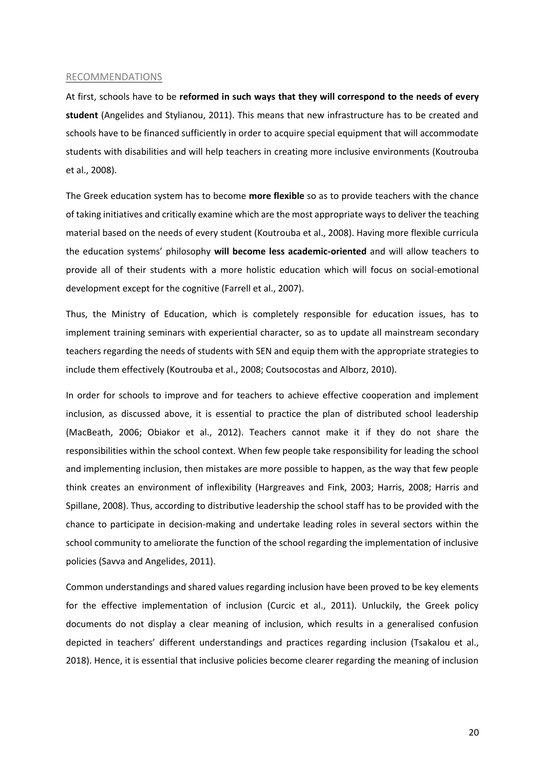## RECOMMENDATIONS

At first, schools have to be **reformed in such ways that they will correspond to the needs of every student** (Angelides and Stylianou, 2011). This means that new infrastructure has to be created and schools have to be financed sufficiently in order to acquire special equipment that will accommodate students with disabilities and will help teachers in creating more inclusive environments (Koutrouba et al., 2008).

The Greek education system has to become **more flexible** so as to provide teachers with the chance of taking initiatives and critically examine which are the most appropriate ways to deliver the teaching material based on the needs of every student (Koutrouba et al., 2008). Having more flexible curricula the education systems' philosophy **will become less academic-oriented** and will allow teachers to provide all of their students with a more holistic education which will focus on social-emotional development except for the cognitive (Farrell et al., 2007).

Thus, the Ministry of Education, which is completely responsible for education issues, has to implement training seminars with experiential character, so as to update all mainstream secondary teachers regarding the needs of students with SEN and equip them with the appropriate strategies to include them effectively (Koutrouba et al., 2008; Coutsocostas and Alborz, 2010).

In order for schools to improve and for teachers to achieve effective cooperation and implement inclusion, as discussed above, it is essential to practice the plan of distributed school leadership (MacBeath, 2006; Obiakor et al., 2012). Teachers cannot make it if they do not share the responsibilities within the school context. When few people take responsibility for leading the school and implementing inclusion, then mistakes are more possible to happen, as the way that few people think creates an environment of inflexibility (Hargreaves and Fink, 2003; Harris, 2008; Harris and Spillane, 2008). Thus, according to distributive leadership the school staff has to be provided with the chance to participate in decision-making and undertake leading roles in several sectors within the school community to ameliorate the function of the school regarding the implementation of inclusive policies (Savva and Angelides, 2011).

Common understandings and shared values regarding inclusion have been proved to be key elements for the effective implementation of inclusion (Curcic et al., 2011). Unluckily, the Greek policy documents do not display a clear meaning of inclusion, which results in a generalised confusion depicted in teachers' different understandings and practices regarding inclusion (Tsakalou et al., 2018). Hence, it is essential that inclusive policies become clearer regarding the meaning of inclusion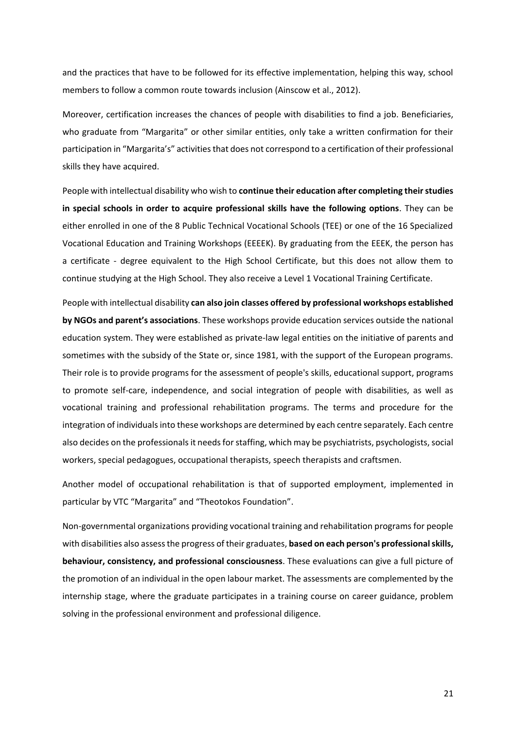and the practices that have to be followed for its effective implementation, helping this way, school members to follow a common route towards inclusion (Ainscow et al., 2012).

Moreover, certification increases the chances of people with disabilities to find a job. Beneficiaries, who graduate from "Margarita" or other similar entities, only take a written confirmation for their participation in "Margarita's" activities that does not correspond to a certification of their professional skills they have acquired.

People with intellectual disability who wish to **continue their education after completing their studies in special schools in order to acquire professional skills have the following options**. They can be either enrolled in one of the 8 Public Technical Vocational Schools (TEE) or one of the 16 Specialized Vocational Education and Training Workshops (EEEEK). By graduating from the EEEK, the person has a certificate - degree equivalent to the High School Certificate, but this does not allow them to continue studying at the High School. They also receive a Level 1 Vocational Training Certificate.

People with intellectual disability **can also join classes offered by professional workshops established by NGOs and parent's associations**. These workshops provide education services outside the national education system. They were established as private-law legal entities on the initiative of parents and sometimes with the subsidy of the State or, since 1981, with the support of the European programs. Their role is to provide programs for the assessment of people's skills, educational support, programs to promote self-care, independence, and social integration of people with disabilities, as well as vocational training and professional rehabilitation programs. The terms and procedure for the integration of individuals into these workshops are determined by each centre separately. Each centre also decides on the professionals it needs for staffing, which may be psychiatrists, psychologists, social workers, special pedagogues, occupational therapists, speech therapists and craftsmen.

Another model of occupational rehabilitation is that of supported employment, implemented in particular by VTC "Margarita" and "Theotokos Foundation".

Non-governmental organizations providing vocational training and rehabilitation programs for people with disabilities also assess the progress of their graduates, **based on each person's professional skills, behaviour, consistency, and professional consciousness**. These evaluations can give a full picture of the promotion of an individual in the open labour market. The assessments are complemented by the internship stage, where the graduate participates in a training course on career guidance, problem solving in the professional environment and professional diligence.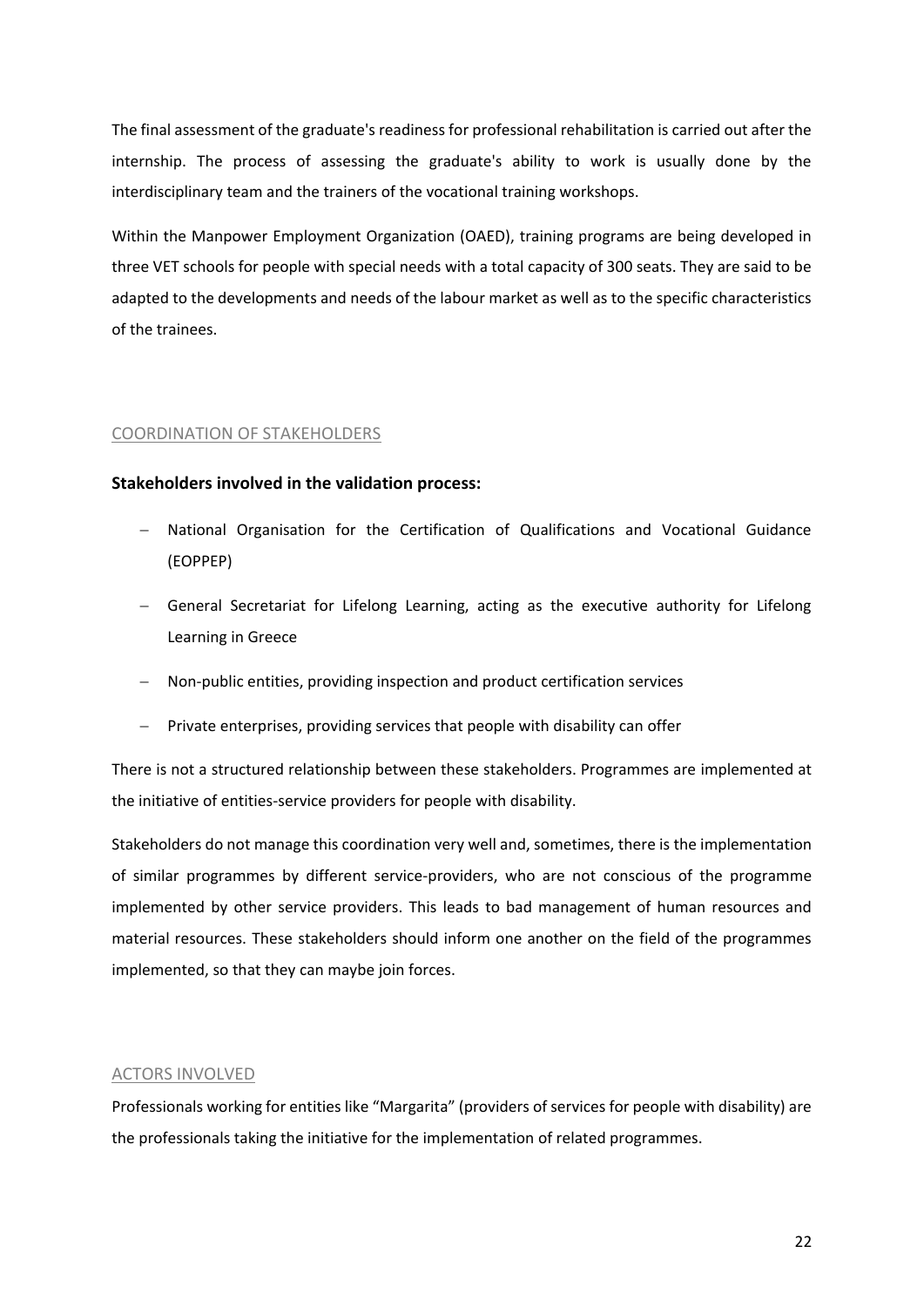The final assessment of the graduate's readiness for professional rehabilitation is carried out after the internship. The process of assessing the graduate's ability to work is usually done by the interdisciplinary team and the trainers of the vocational training workshops.

Within the Manpower Employment Organization (OAED), training programs are being developed in three VET schools for people with special needs with a total capacity of 300 seats. They are said to be adapted to the developments and needs of the labour market as well as to the specific characteristics of the trainees.

## COORDINATION OF STAKEHOLDERS

**Stakeholders involved in the validation process:**

- National Organisation for the Certification of Qualifications and Vocational Guidance (EOPPEP)
- General Secretariat for Lifelong Learning, acting as the executive authority for Lifelong Learning in Greece
- Non-public entities, providing inspection and product certification services
- Private enterprises, providing services that people with disability can offer

There is not a structured relationship between these stakeholders. Programmes are implemented at the initiative of entities-service providers for people with disability.

Stakeholders do not manage this coordination very well and, sometimes, there is the implementation of similar programmes by different service-providers, who are not conscious of the programme implemented by other service providers. This leads to bad management of human resources and material resources. These stakeholders should inform one another on the field of the programmes implemented, so that they can maybe join forces.

## ACTORS INVOLVED

Professionals working for entities like "Margarita" (providers of services for people with disability) are the professionals taking the initiative for the implementation of related programmes.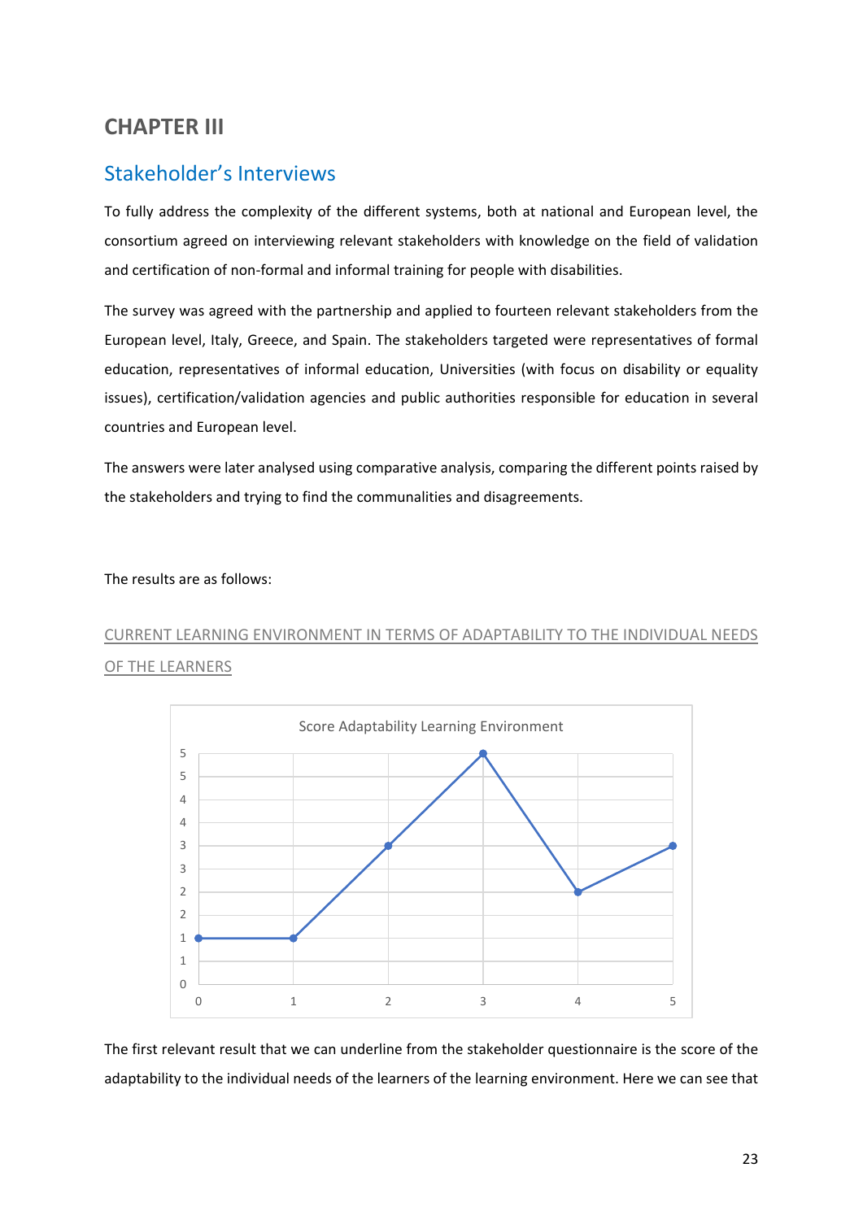## CHAPTER III

## Stakeholder's Interviews

To fully address the complexity of the different systems, both at national and European level, the consortium agreed on interviewing relevant stakeholders with knowledge on the field of validation and certification of non-formal and informal training for people with disabilities.

The survey was agreed with the partnership and applied to fourteen relevant stakeholders from the European level, Italy, Greece, and Spain. The stakeholders targeted were representatives of formal education, representatives of informal education, Universities (with focus on disability or equality issues), certification/validation agencies and public authorities responsible for education in several countries and European level.

The answers were later analysed using comparative analysis, comparing the different points raised by the stakeholders and trying to find the communalities and disagreements.

The results are as follows:

### CURRENT LEARNING ENVIRONMENT IN TERMS OF ADAPTABILITY TO THE INDIVIDUAL NEEDS OF THE LEARNERS

Score Adaptability Learning Environment

| X | Score |
| --- | --- |
| 0 | 1 |
| 1 | 1 |
| 2 | 3 |
| 3 | 5 |
| 4 | 2 |
| 5 | 3 |

The first relevant result that we can underline from the stakeholder questionnaire is the score of the adaptability to the individual needs of the learners of the learning environment. Here we can see that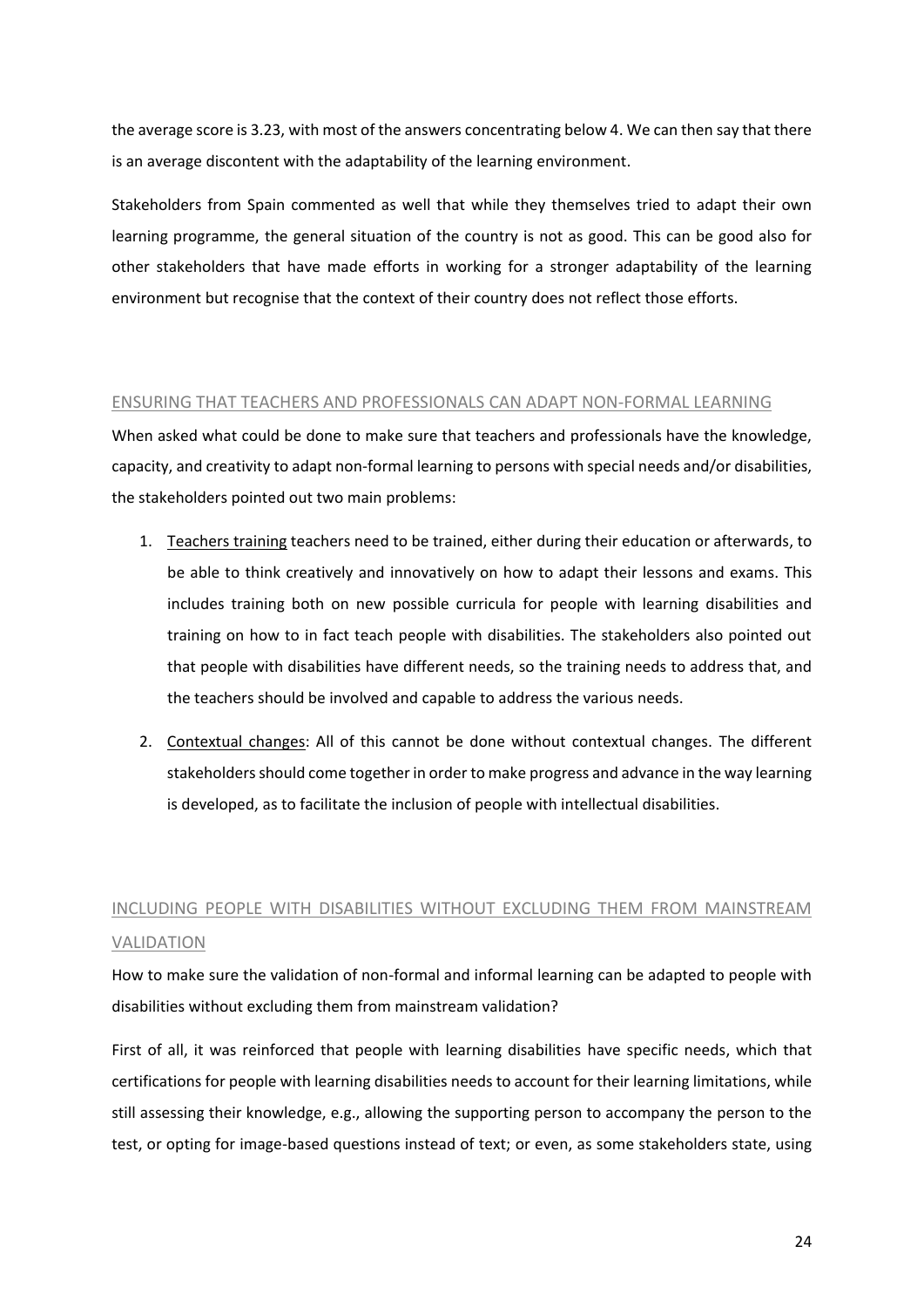the average score is 3.23, with most of the answers concentrating below 4. We can then say that there is an average discontent with the adaptability of the learning environment.

Stakeholders from Spain commented as well that while they themselves tried to adapt their own learning programme, the general situation of the country is not as good. This can be good also for other stakeholders that have made efforts in working for a stronger adaptability of the learning environment but recognise that the context of their country does not reflect those efforts.

## ENSURING THAT TEACHERS AND PROFESSIONALS CAN ADAPT NON-FORMAL LEARNING

When asked what could be done to make sure that teachers and professionals have the knowledge, capacity, and creativity to adapt non-formal learning to persons with special needs and/or disabilities, the stakeholders pointed out two main problems:

1. Teachers training teachers need to be trained, either during their education or afterwards, to be able to think creatively and innovatively on how to adapt their lessons and exams. This includes training both on new possible curricula for people with learning disabilities and training on how to in fact teach people with disabilities. The stakeholders also pointed out that people with disabilities have different needs, so the training needs to address that, and the teachers should be involved and capable to address the various needs.

2. Contextual changes: All of this cannot be done without contextual changes. The different stakeholders should come together in order to make progress and advance in the way learning is developed, as to facilitate the inclusion of people with intellectual disabilities.

## INCLUDING PEOPLE WITH DISABILITIES WITHOUT EXCLUDING THEM FROM MAINSTREAM VALIDATION

How to make sure the validation of non-formal and informal learning can be adapted to people with disabilities without excluding them from mainstream validation?

First of all, it was reinforced that people with learning disabilities have specific needs, which that certifications for people with learning disabilities needs to account for their learning limitations, while still assessing their knowledge, e.g., allowing the supporting person to accompany the person to the test, or opting for image-based questions instead of text; or even, as some stakeholders state, using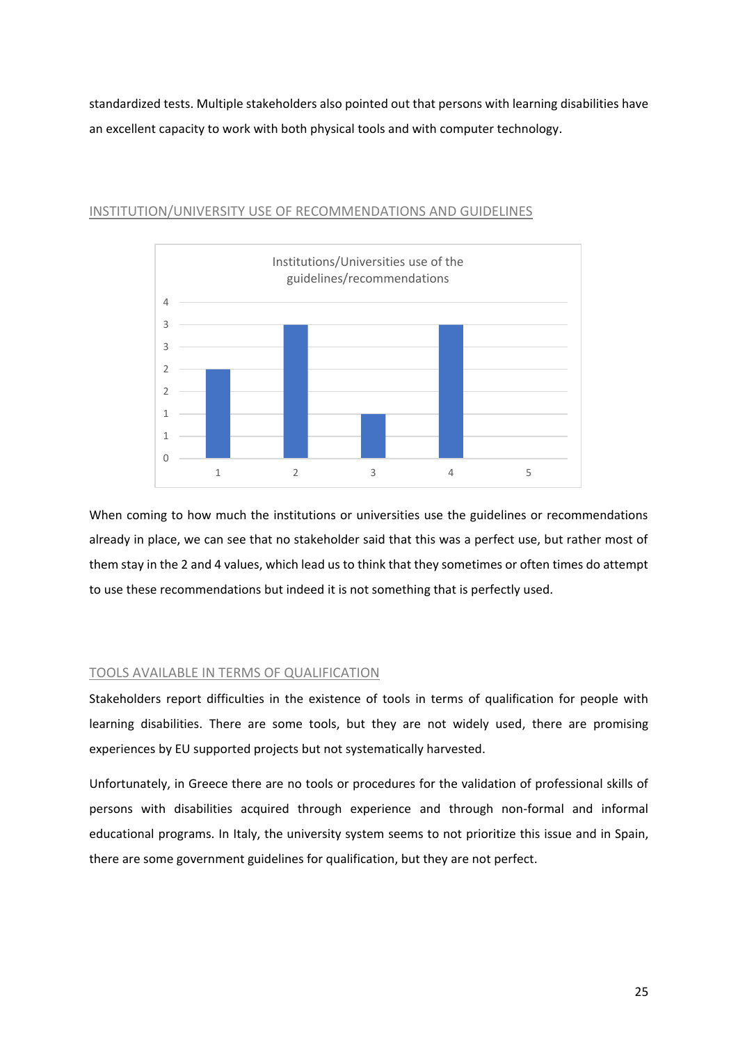standardized tests. Multiple stakeholders also pointed out that persons with learning disabilities have an excellent capacity to work with both physical tools and with computer technology.

## INSTITUTION/UNIVERSITY USE OF RECOMMENDATIONS AND GUIDELINES

Institutions/Universities use of the guidelines/recommendations

When coming to how much the institutions or universities use the guidelines or recommendations already in place, we can see that no stakeholder said that this was a perfect use, but rather most of them stay in the 2 and 4 values, which lead us to think that they sometimes or often times do attempt to use these recommendations but indeed it is not something that is perfectly used.

## TOOLS AVAILABLE IN TERMS OF QUALIFICATION

Stakeholders report difficulties in the existence of tools in terms of qualification for people with learning disabilities. There are some tools, but they are not widely used, there are promising experiences by EU supported projects but not systematically harvested.

Unfortunately, in Greece there are no tools or procedures for the validation of professional skills of persons with disabilities acquired through experience and through non-formal and informal educational programs. In Italy, the university system seems to not prioritize this issue and in Spain, there are some government guidelines for qualification, but they are not perfect.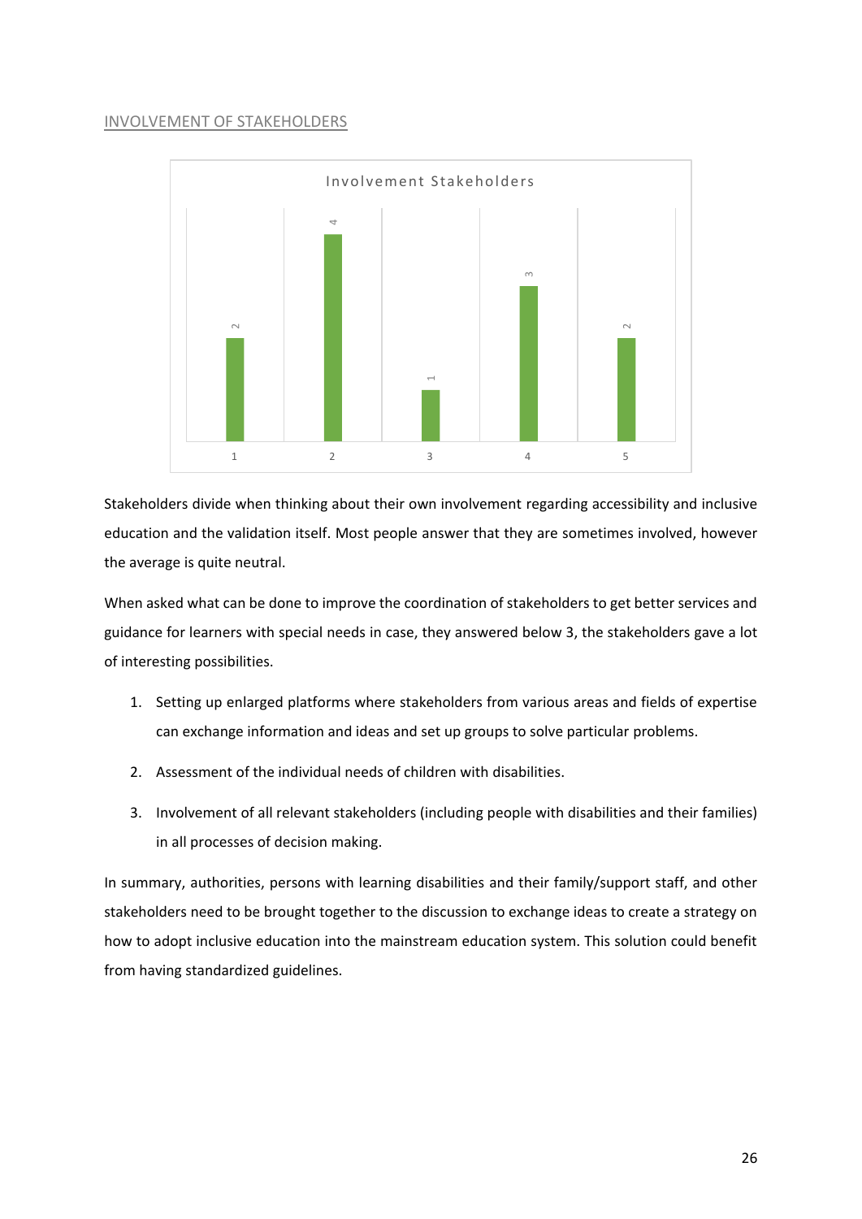INVOLVEMENT OF STAKEHOLDERS

Involvement Stakeholders

| Category | Value |
|---|---|
| 1 | 2 |
| 2 | 4 |
| 3 | 1 |
| 4 | 3 |
| 5 | 2 |

Stakeholders divide when thinking about their own involvement regarding accessibility and inclusive education and the validation itself. Most people answer that they are sometimes involved, however the average is quite neutral.

When asked what can be done to improve the coordination of stakeholders to get better services and guidance for learners with special needs in case, they answered below 3, the stakeholders gave a lot of interesting possibilities.

1. Setting up enlarged platforms where stakeholders from various areas and fields of expertise can exchange information and ideas and set up groups to solve particular problems.
2. Assessment of the individual needs of children with disabilities.
3. Involvement of all relevant stakeholders (including people with disabilities and their families) in all processes of decision making.

In summary, authorities, persons with learning disabilities and their family/support staff, and other stakeholders need to be brought together to the discussion to exchange ideas to create a strategy on how to adopt inclusive education into the mainstream education system. This solution could benefit from having standardized guidelines.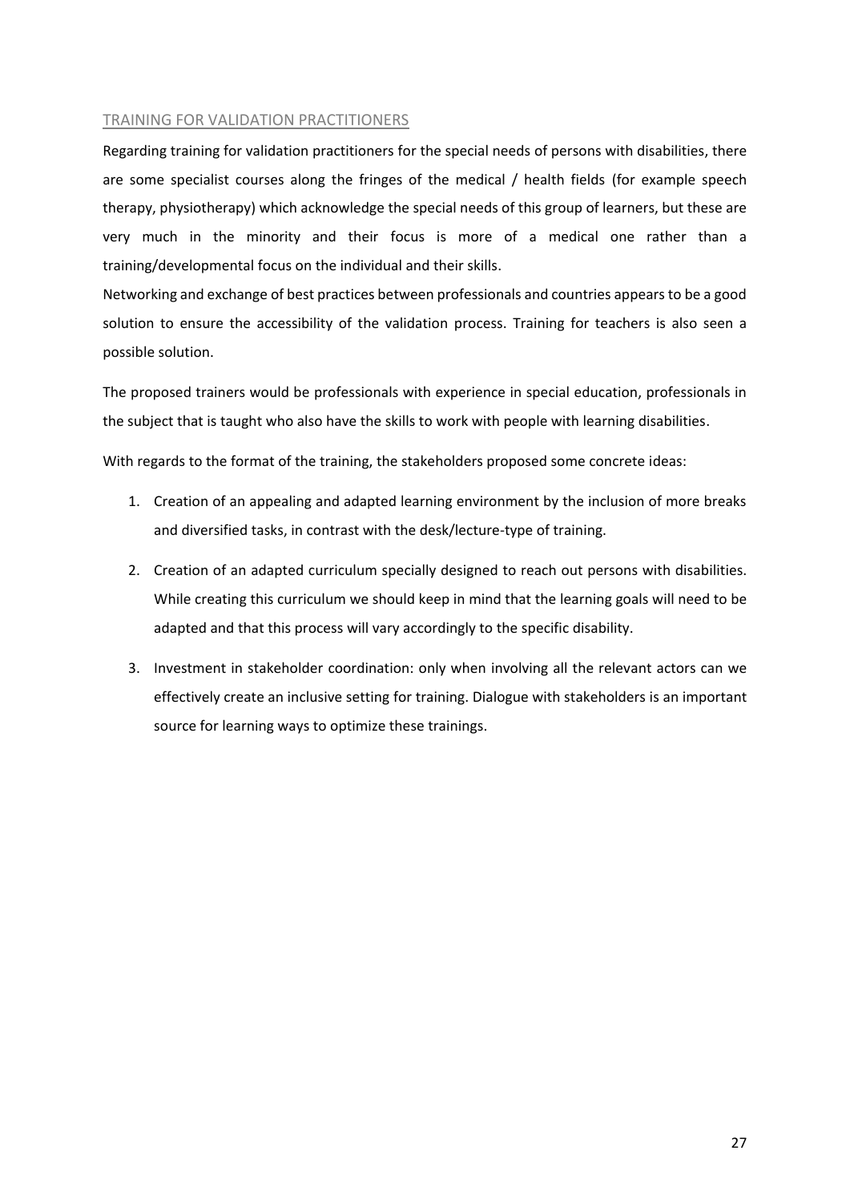## TRAINING FOR VALIDATION PRACTITIONERS

Regarding training for validation practitioners for the special needs of persons with disabilities, there are some specialist courses along the fringes of the medical / health fields (for example speech therapy, physiotherapy) which acknowledge the special needs of this group of learners, but these are very much in the minority and their focus is more of a medical one rather than a training/developmental focus on the individual and their skills.

Networking and exchange of best practices between professionals and countries appears to be a good solution to ensure the accessibility of the validation process. Training for teachers is also seen a possible solution.

The proposed trainers would be professionals with experience in special education, professionals in the subject that is taught who also have the skills to work with people with learning disabilities.

With regards to the format of the training, the stakeholders proposed some concrete ideas:

1. Creation of an appealing and adapted learning environment by the inclusion of more breaks and diversified tasks, in contrast with the desk/lecture-type of training.
2. Creation of an adapted curriculum specially designed to reach out persons with disabilities. While creating this curriculum we should keep in mind that the learning goals will need to be adapted and that this process will vary accordingly to the specific disability.
3. Investment in stakeholder coordination: only when involving all the relevant actors can we effectively create an inclusive setting for training. Dialogue with stakeholders is an important source for learning ways to optimize these trainings.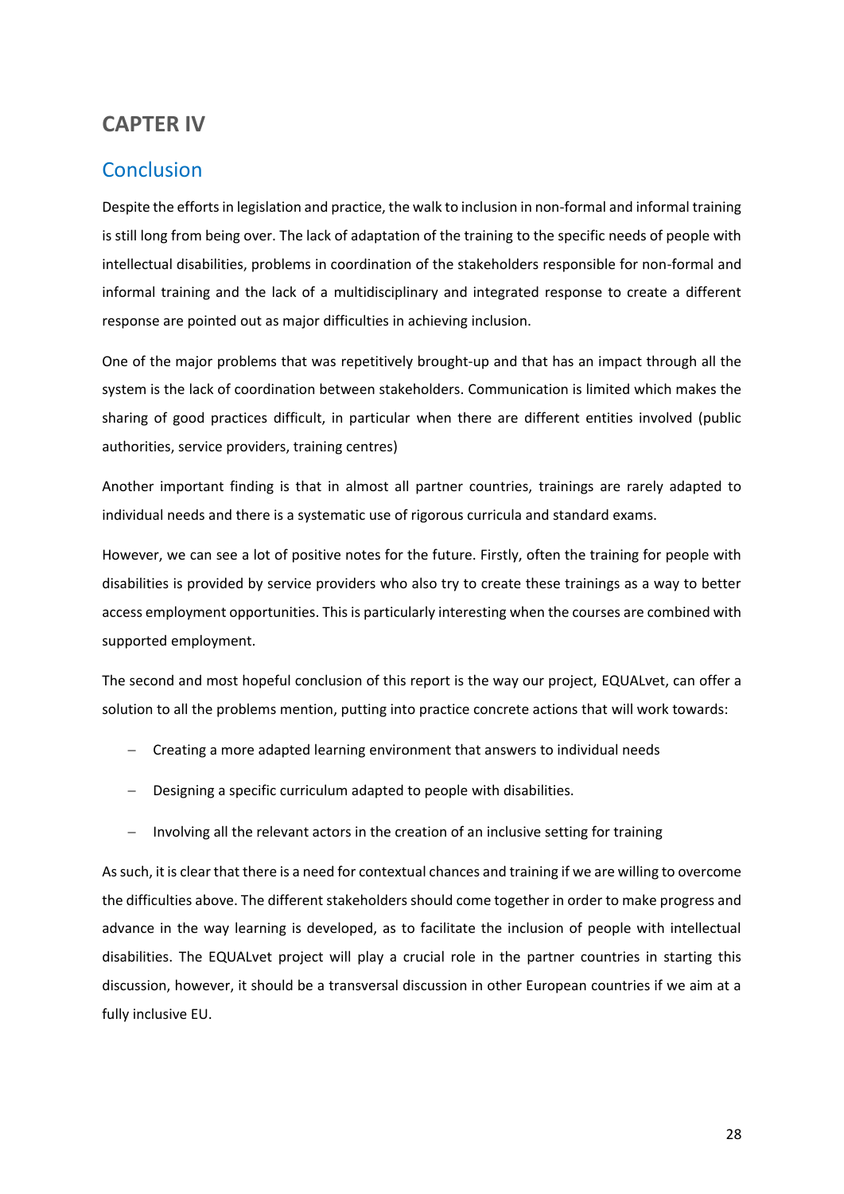# CAPTER IV

## Conclusion

Despite the efforts in legislation and practice, the walk to inclusion in non-formal and informal training is still long from being over. The lack of adaptation of the training to the specific needs of people with intellectual disabilities, problems in coordination of the stakeholders responsible for non-formal and informal training and the lack of a multidisciplinary and integrated response to create a different response are pointed out as major difficulties in achieving inclusion.

One of the major problems that was repetitively brought-up and that has an impact through all the system is the lack of coordination between stakeholders. Communication is limited which makes the sharing of good practices difficult, in particular when there are different entities involved (public authorities, service providers, training centres)

Another important finding is that in almost all partner countries, trainings are rarely adapted to individual needs and there is a systematic use of rigorous curricula and standard exams.

However, we can see a lot of positive notes for the future. Firstly, often the training for people with disabilities is provided by service providers who also try to create these trainings as a way to better access employment opportunities. This is particularly interesting when the courses are combined with supported employment.

The second and most hopeful conclusion of this report is the way our project, EQUALvet, can offer a solution to all the problems mention, putting into practice concrete actions that will work towards:

- Creating a more adapted learning environment that answers to individual needs
- Designing a specific curriculum adapted to people with disabilities.
- Involving all the relevant actors in the creation of an inclusive setting for training

As such, it is clear that there is a need for contextual chances and training if we are willing to overcome the difficulties above. The different stakeholders should come together in order to make progress and advance in the way learning is developed, as to facilitate the inclusion of people with intellectual disabilities. The EQUALvet project will play a crucial role in the partner countries in starting this discussion, however, it should be a transversal discussion in other European countries if we aim at a fully inclusive EU.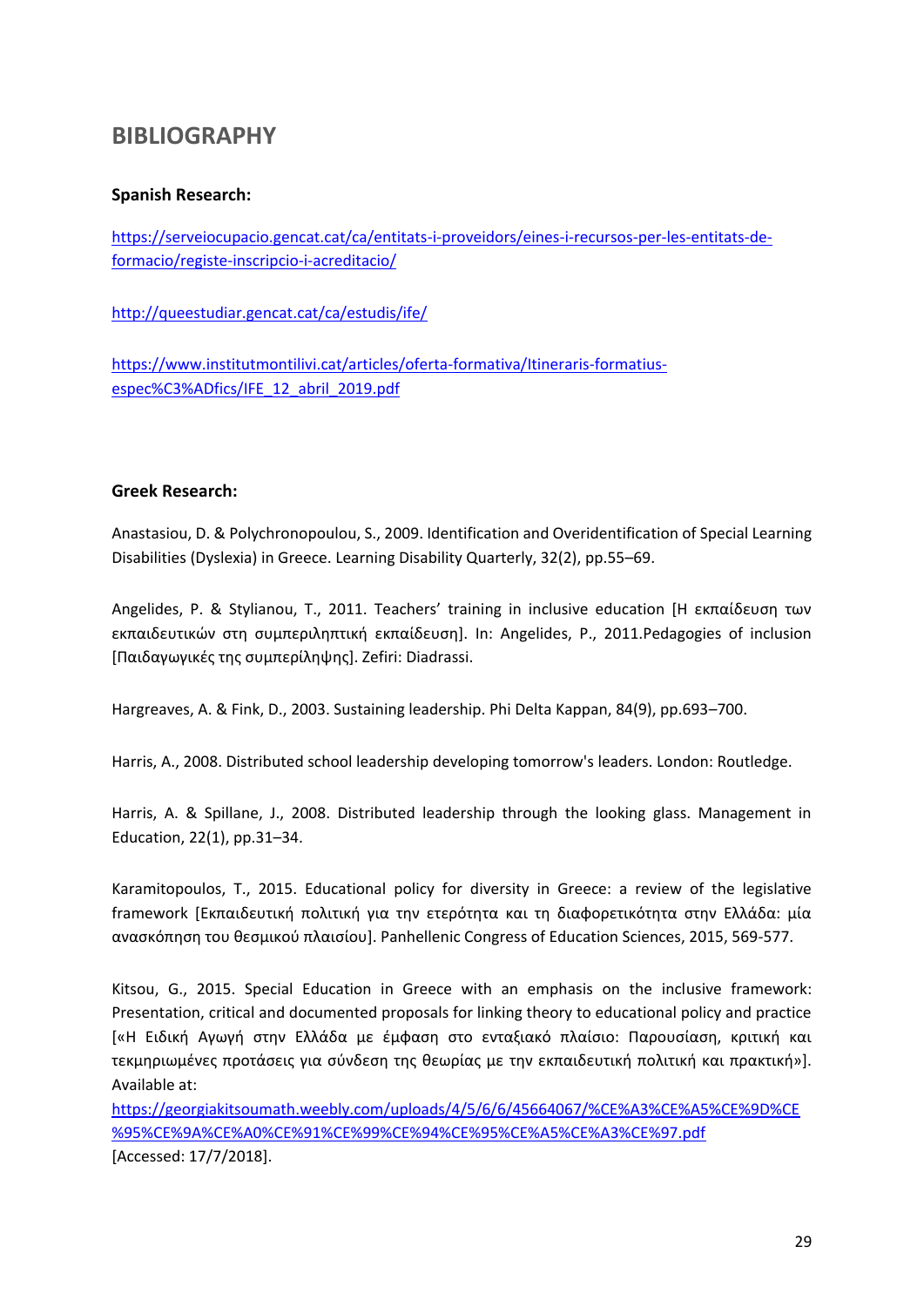## BIBLIOGRAPHY

**Spanish Research:**

https://serveiocupacio.gencat.cat/ca/entitats-i-proveidors/eines-i-recursos-per-les-entitats-de-formacio/registe-inscripcio-i-acreditacio/

http://queestudiar.gencat.cat/ca/estudis/ife/

https://www.institutmontilivi.cat/articles/oferta-formativa/Itineraris-formatius-espec%C3%ADfics/IFE_12_abril_2019.pdf

**Greek Research:**

Anastasiou, D. & Polychronopoulou, S., 2009. Identification and Overidentification of Special Learning Disabilities (Dyslexia) in Greece. Learning Disability Quarterly, 32(2), pp.55–69.

Angelides, P. & Stylianou, T., 2011. Teachers' training in inclusive education [Η εκπαίδευση των εκπαιδευτικών στη συμπεριληπτική εκπαίδευση]. In: Angelides, P., 2011.Pedagogies of inclusion [Παιδαγωγικές της συμπερίληψης]. Zefiri: Diadrassi.

Hargreaves, A. & Fink, D., 2003. Sustaining leadership. Phi Delta Kappan, 84(9), pp.693–700.

Harris, A., 2008. Distributed school leadership developing tomorrow's leaders. London: Routledge.

Harris, A. & Spillane, J., 2008. Distributed leadership through the looking glass. Management in Education, 22(1), pp.31–34.

Karamitopoulos, T., 2015. Educational policy for diversity in Greece: a review of the legislative framework [Εκπαιδευτική πολιτική για την ετερότητα και τη διαφορετικότητα στην Ελλάδα: μία ανασκόπηση του θεσμικού πλαισίου]. Panhellenic Congress of Education Sciences, 2015, 569-577.

Kitsou, G., 2015. Special Education in Greece with an emphasis on the inclusive framework: Presentation, critical and documented proposals for linking theory to educational policy and practice [«Η Ειδική Αγωγή στην Ελλάδα με έμφαση στο ενταξιακό πλαίσιο: Παρουσίαση, κριτική και τεκμηριωμένες προτάσεις για σύνδεση της θεωρίας με την εκπαιδευτική πολιτική και πρακτική»]. Available at: https://georgiakitsoumath.weebly.com/uploads/4/5/6/6/45664067/%CE%A3%CE%A5%CE%9D%CE%95%CE%9A%CE%A0%CE%91%CE%99%CE%94%CE%95%CE%A5%CE%A3%CE%97.pdf [Accessed: 17/7/2018].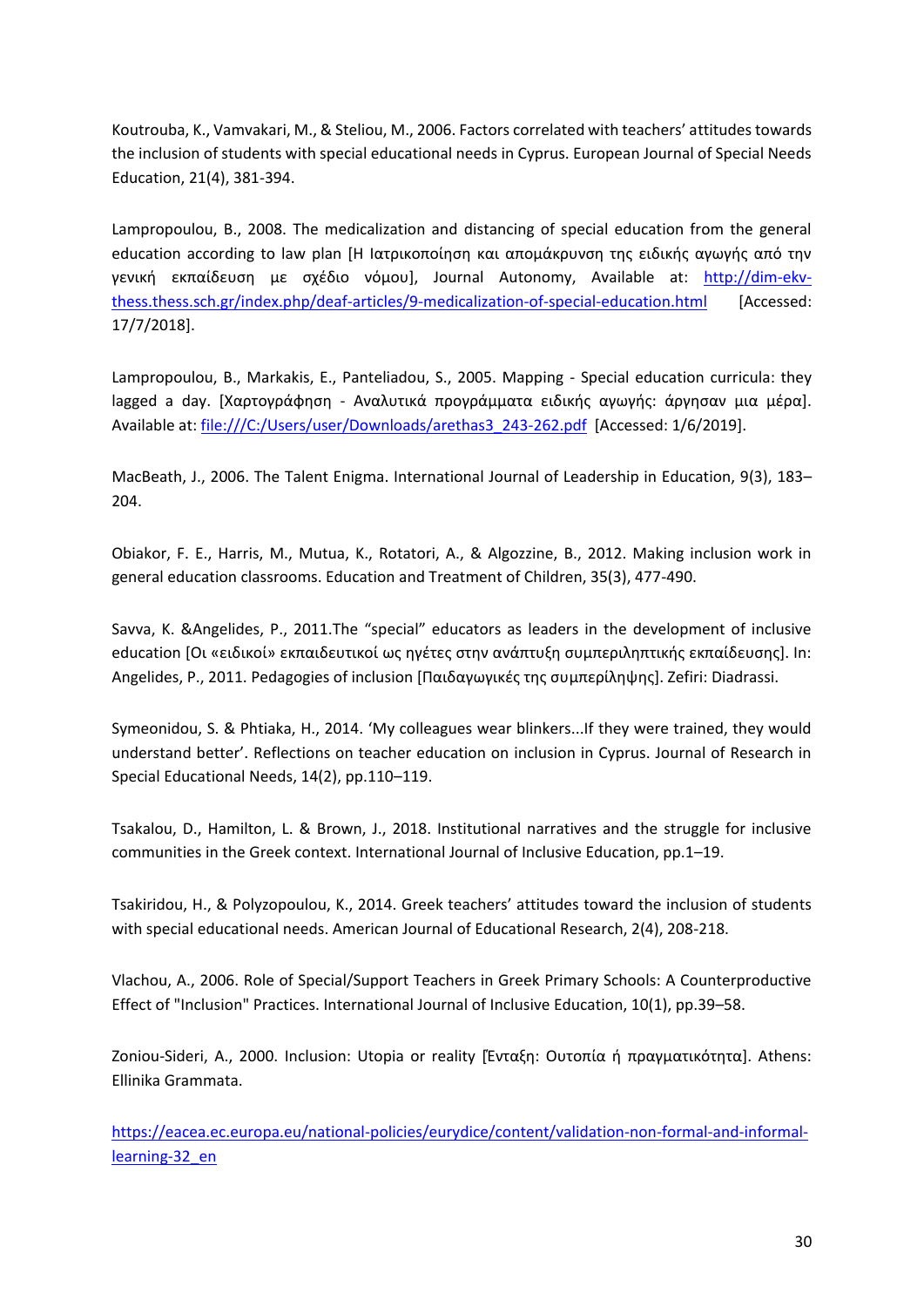Koutrouba, K., Vamvakari, M., & Steliou, M., 2006. Factors correlated with teachers' attitudes towards the inclusion of students with special educational needs in Cyprus. European Journal of Special Needs Education, 21(4), 381-394.

Lampropoulou, B., 2008. The medicalization and distancing of special education from the general education according to law plan [Η Ιατρικοποίηση και απομάκρυνση της ειδικής αγωγής από την γενική εκπαίδευση με σχέδιο νόμου], Journal Autonomy, Available at: [http://dim-ekv-thess.thess.sch.gr/index.php/deaf-articles/9-medicalization-of-special-education.html](http://dim-ekv-thess.thess.sch.gr/index.php/deaf-articles/9-medicalization-of-special-education.html) [Accessed: 17/7/2018].

Lampropoulou, B., Markakis, E., Panteliadou, S., 2005. Mapping - Special education curricula: they lagged a day. [Χαρτογράφηση - Αναλυτικά προγράμματα ειδικής αγωγής: άργησαν μια μέρα]. Available at: [file:///C:/Users/user/Downloads/arethas3_243-262.pdf](file:///C:/Users/user/Downloads/arethas3_243-262.pdf) [Accessed: 1/6/2019].

MacBeath, J., 2006. The Talent Enigma. International Journal of Leadership in Education, 9(3), 183–204.

Obiakor, F. E., Harris, M., Mutua, K., Rotatori, A., & Algozzine, B., 2012. Making inclusion work in general education classrooms. Education and Treatment of Children, 35(3), 477-490.

Savva, K. &Angelides, P., 2011.The "special" educators as leaders in the development of inclusive education [Οι «ειδικοί» εκπαιδευτικοί ως ηγέτες στην ανάπτυξη συμπεριληπτικής εκπαίδευσης]. In: Angelides, P., 2011. Pedagogies of inclusion [Παιδαγωγικές της συμπερίληψης]. Zefiri: Diadrassi.

Symeonidou, S. & Phtiaka, H., 2014. 'My colleagues wear blinkers...If they were trained, they would understand better'. Reflections on teacher education on inclusion in Cyprus. Journal of Research in Special Educational Needs, 14(2), pp.110–119.

Tsakalou, D., Hamilton, L. & Brown, J., 2018. Institutional narratives and the struggle for inclusive communities in the Greek context. International Journal of Inclusive Education, pp.1–19.

Tsakiridou, H., & Polyzopoulou, K., 2014. Greek teachers' attitudes toward the inclusion of students with special educational needs. American Journal of Educational Research, 2(4), 208-218.

Vlachou, A., 2006. Role of Special/Support Teachers in Greek Primary Schools: A Counterproductive Effect of "Inclusion" Practices. International Journal of Inclusive Education, 10(1), pp.39–58.

Zoniou-Sideri, A., 2000. Inclusion: Utopia or reality [Ένταξη: Ουτοπία ή πραγματικότητα]. Athens: Ellinika Grammata.

[https://eacea.ec.europa.eu/national-policies/eurydice/content/validation-non-formal-and-informal-learning-32_en](https://eacea.ec.europa.eu/national-policies/eurydice/content/validation-non-formal-and-informal-learning-32_en)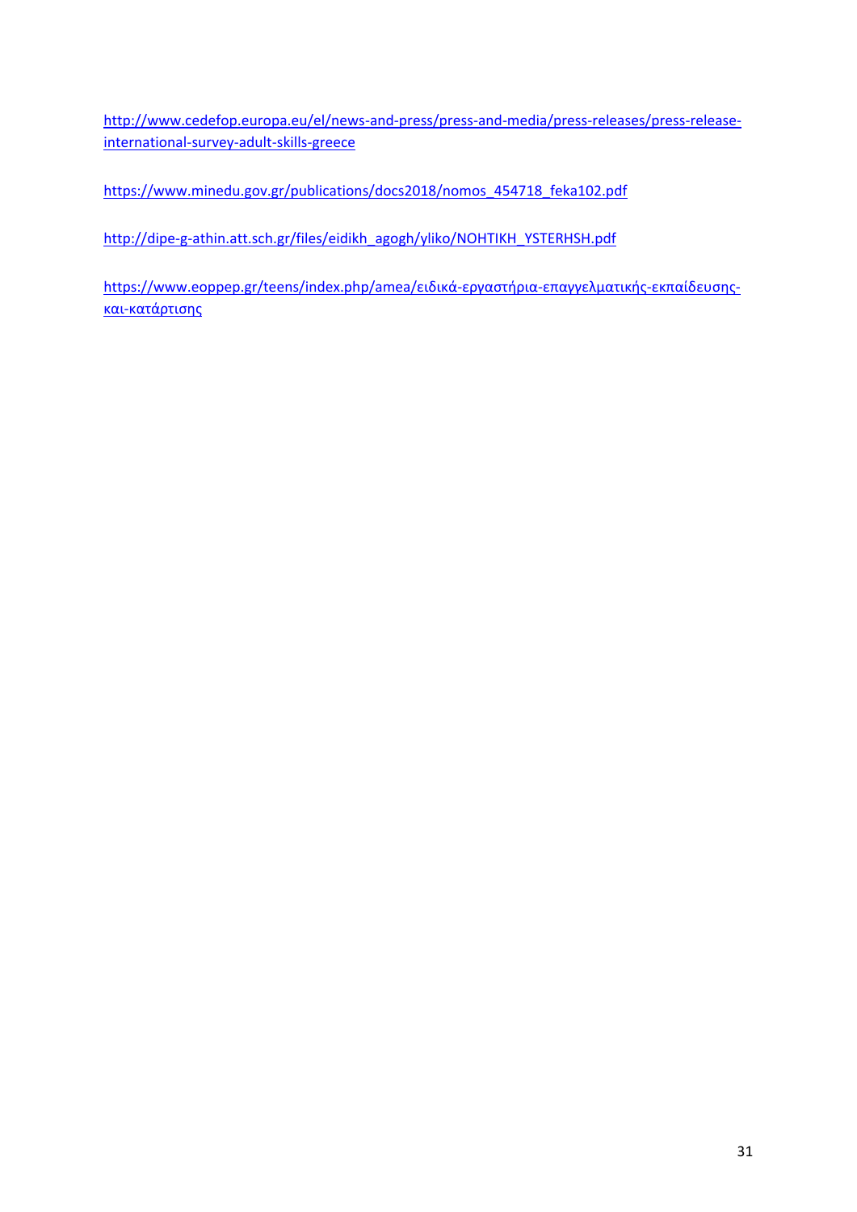http://www.cedefop.europa.eu/el/news-and-press/press-and-media/press-releases/press-release-international-survey-adult-skills-greece

https://www.minedu.gov.gr/publications/docs2018/nomos_454718_feka102.pdf

http://dipe-g-athin.att.sch.gr/files/eidikh_agogh/yliko/NOHTIKH_YSTERHSH.pdf

https://www.eoppep.gr/teens/index.php/amea/ειδικά-εργαστήρια-επαγγελματικής-εκπαίδευσης-και-κατάρτισης